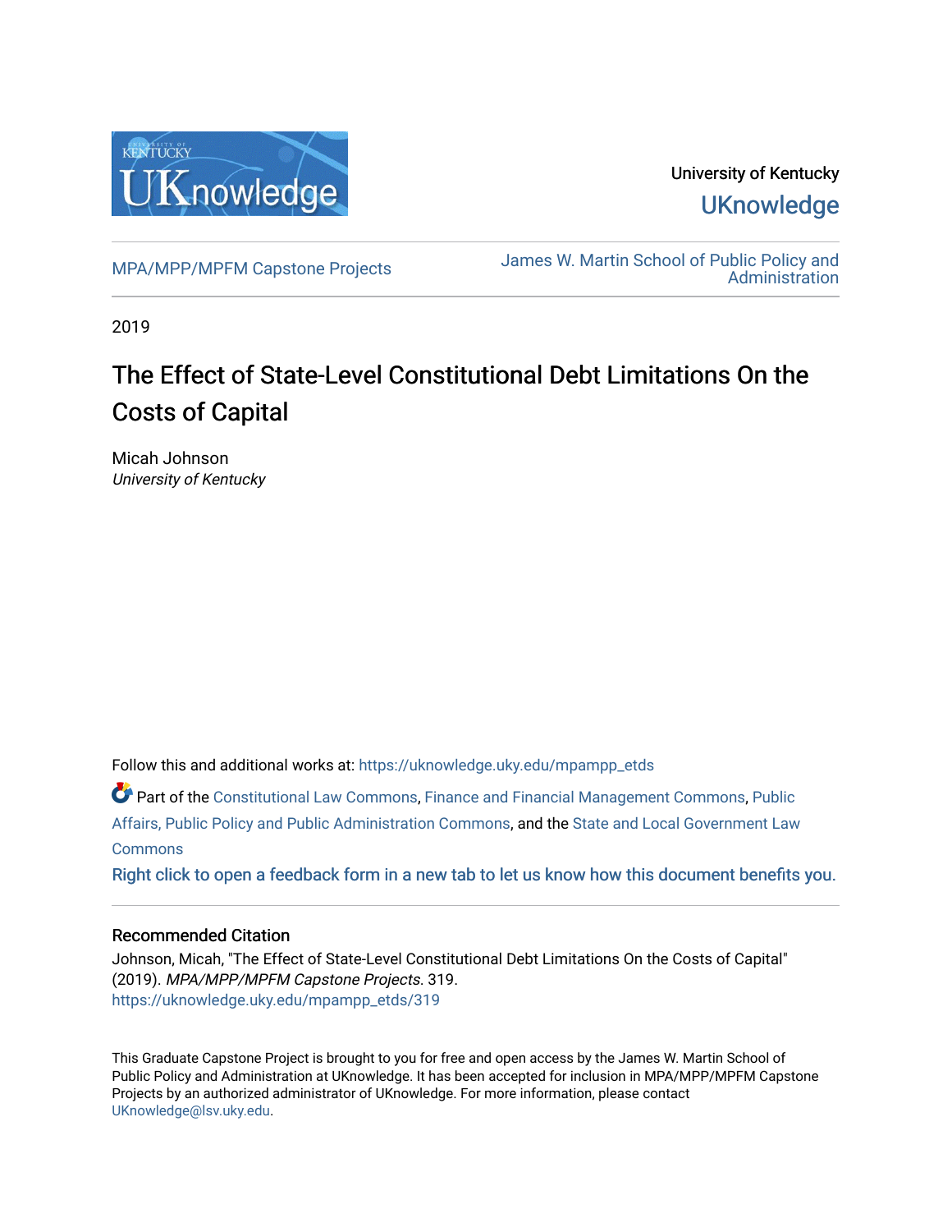University of Kentucky

UKnowledge

MPA/MPP/MPFM Capstone Projects

James W. Martin School of Public Policy and Administration

2019

# The Effect of State-Level Constitutional Debt Limitations On the Costs of Capital

Micah Johnson
*University of Kentucky*

Follow this and additional works at: https://uknowledge.uky.edu/mpampp_etds

Part of the Constitutional Law Commons, Finance and Financial Management Commons, Public Affairs, Public Policy and Public Administration Commons, and the State and Local Government Law Commons

Right click to open a feedback form in a new tab to let us know how this document benefits you.

## Recommended Citation

Johnson, Micah, "The Effect of State-Level Constitutional Debt Limitations On the Costs of Capital" (2019). *MPA/MPP/MPFM Capstone Projects*. 319.
https://uknowledge.uky.edu/mpampp_etds/319

This Graduate Capstone Project is brought to you for free and open access by the James W. Martin School of Public Policy and Administration at UKnowledge. It has been accepted for inclusion in MPA/MPP/MPFM Capstone Projects by an authorized administrator of UKnowledge. For more information, please contact UKnowledge@lsv.uky.edu.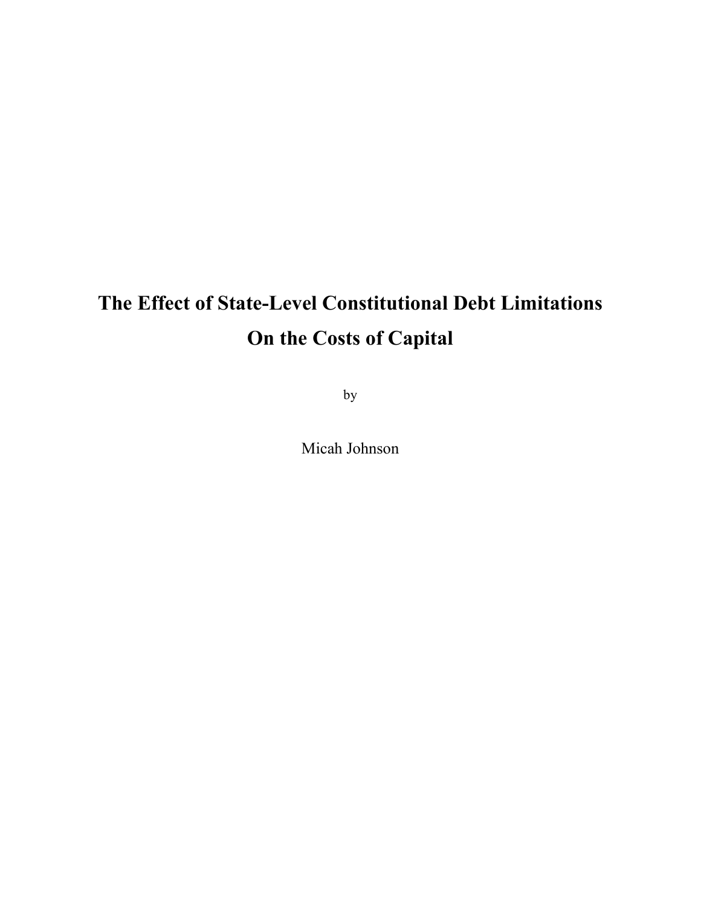# The Effect of State-Level Constitutional Debt Limitations On the Costs of Capital

by

Micah Johnson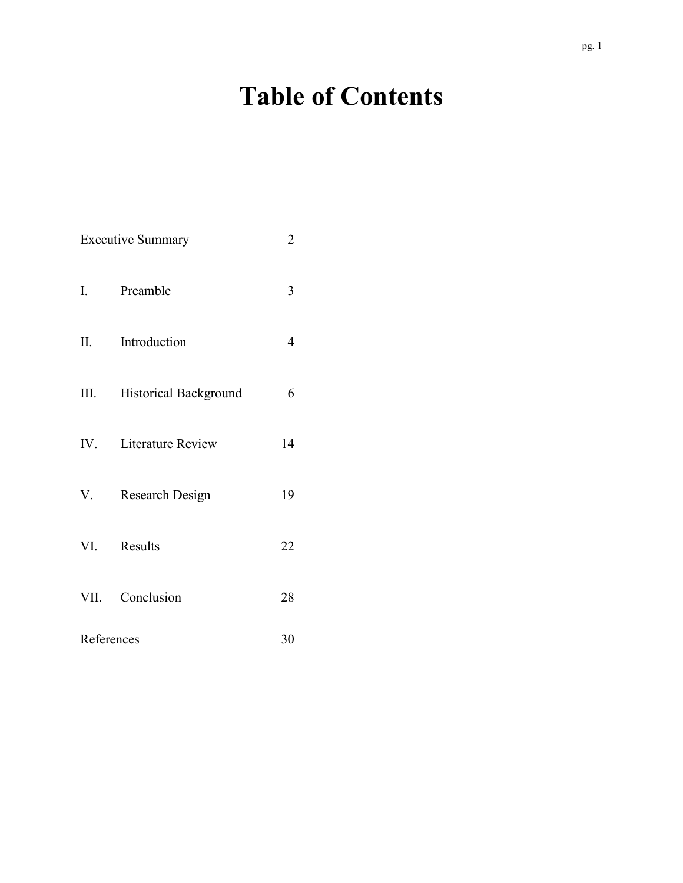# Table of Contents

| | | |
|---|---|---|
| Executive Summary | | 2 |
| I. | Preamble | 3 |
| II. | Introduction | 4 |
| III. | Historical Background | 6 |
| IV. | Literature Review | 14 |
| V. | Research Design | 19 |
| VI. | Results | 22 |
| VII. | Conclusion | 28 |
| References | | 30 |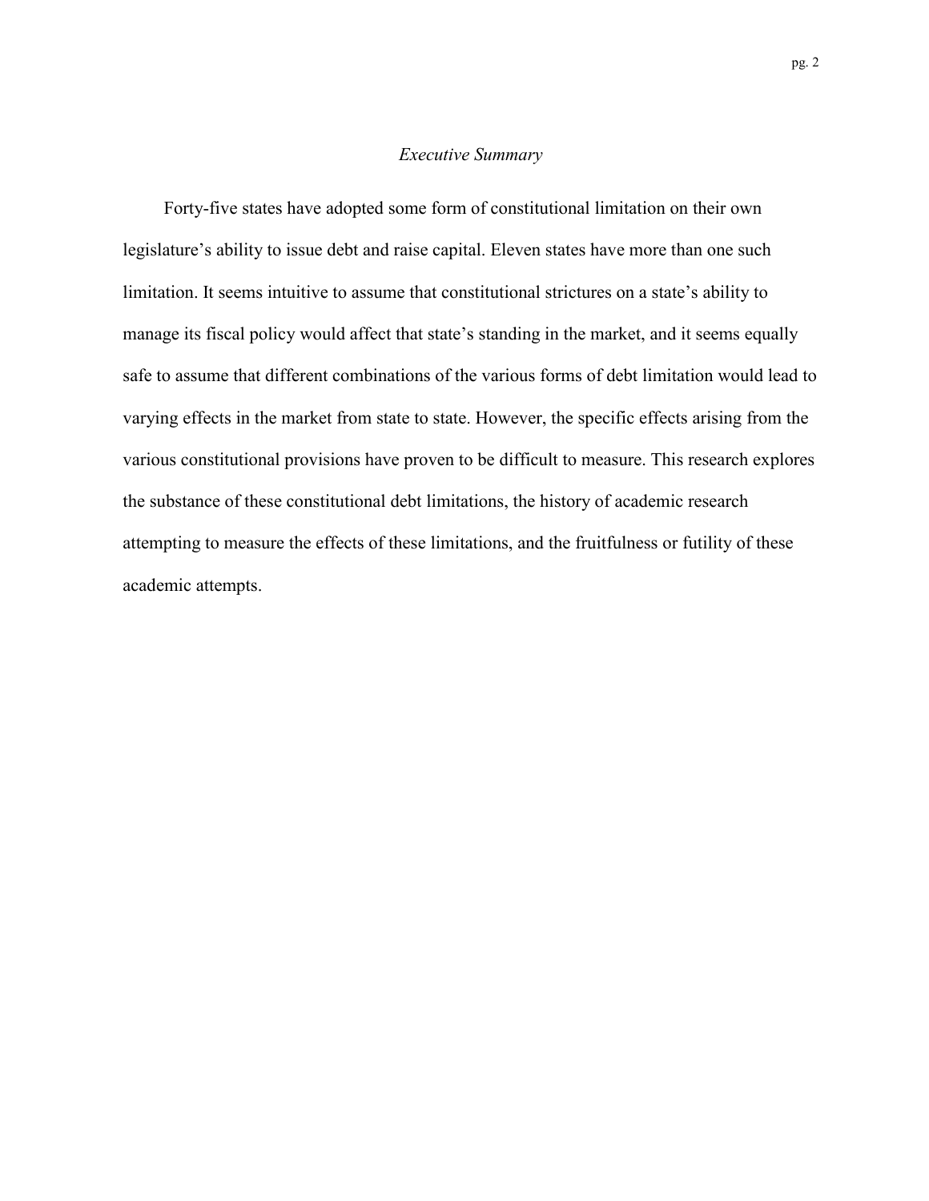## *Executive Summary*

Forty-five states have adopted some form of constitutional limitation on their own legislature's ability to issue debt and raise capital. Eleven states have more than one such limitation. It seems intuitive to assume that constitutional strictures on a state's ability to manage its fiscal policy would affect that state's standing in the market, and it seems equally safe to assume that different combinations of the various forms of debt limitation would lead to varying effects in the market from state to state. However, the specific effects arising from the various constitutional provisions have proven to be difficult to measure. This research explores the substance of these constitutional debt limitations, the history of academic research attempting to measure the effects of these limitations, and the fruitfulness or futility of these academic attempts.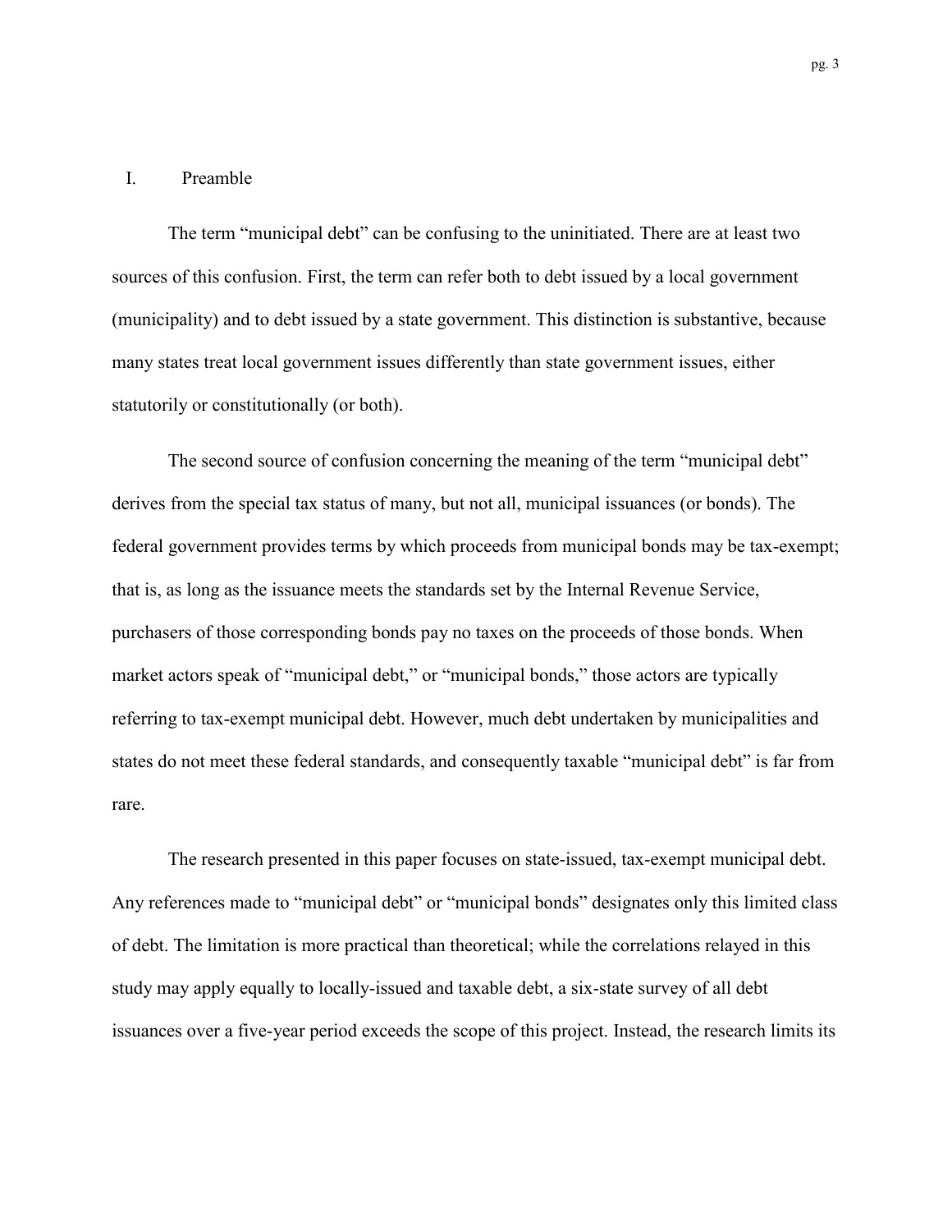## I. Preamble

The term "municipal debt" can be confusing to the uninitiated. There are at least two sources of this confusion. First, the term can refer both to debt issued by a local government (municipality) and to debt issued by a state government. This distinction is substantive, because many states treat local government issues differently than state government issues, either statutorily or constitutionally (or both).

The second source of confusion concerning the meaning of the term "municipal debt" derives from the special tax status of many, but not all, municipal issuances (or bonds). The federal government provides terms by which proceeds from municipal bonds may be tax-exempt; that is, as long as the issuance meets the standards set by the Internal Revenue Service, purchasers of those corresponding bonds pay no taxes on the proceeds of those bonds. When market actors speak of "municipal debt," or "municipal bonds," those actors are typically referring to tax-exempt municipal debt. However, much debt undertaken by municipalities and states do not meet these federal standards, and consequently taxable "municipal debt" is far from rare.

The research presented in this paper focuses on state-issued, tax-exempt municipal debt. Any references made to "municipal debt" or "municipal bonds" designates only this limited class of debt. The limitation is more practical than theoretical; while the correlations relayed in this study may apply equally to locally-issued and taxable debt, a six-state survey of all debt issuances over a five-year period exceeds the scope of this project. Instead, the research limits its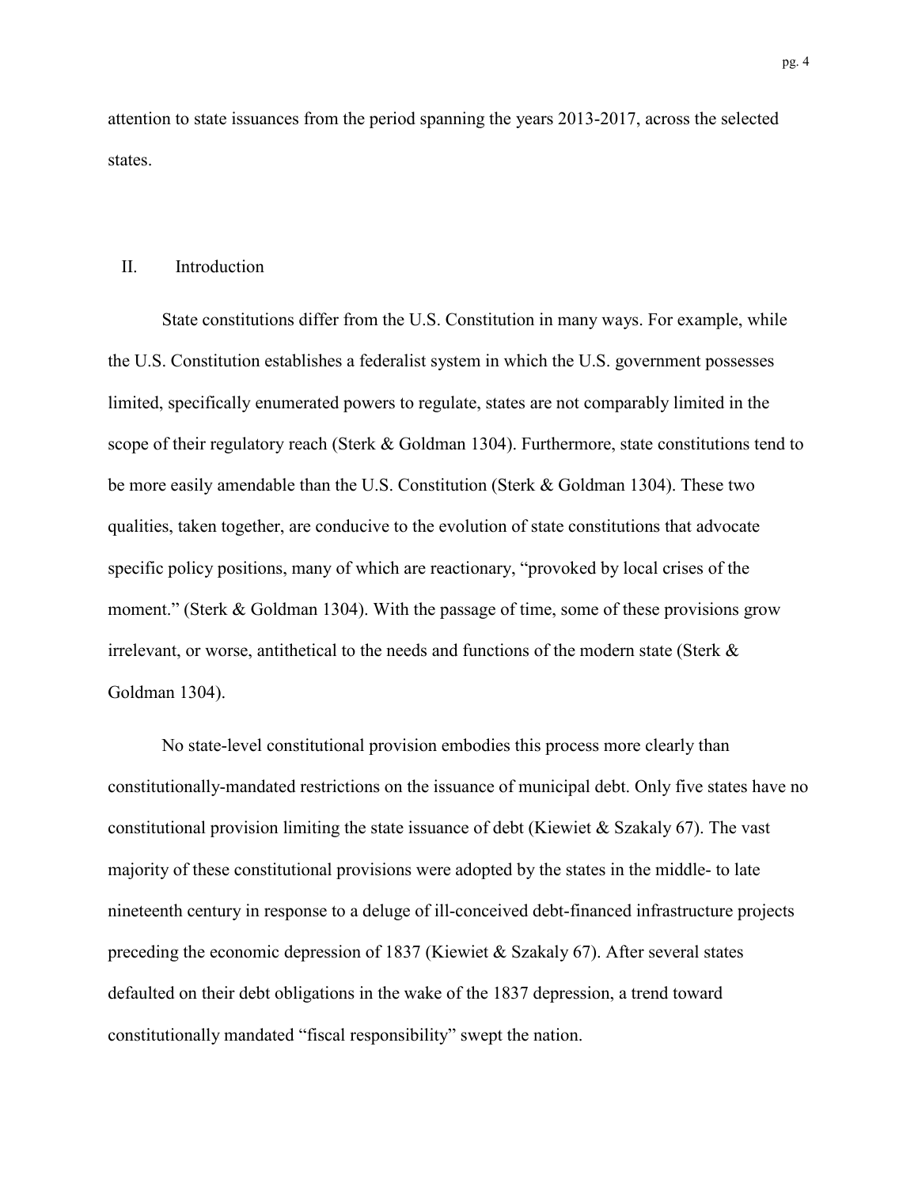attention to state issuances from the period spanning the years 2013-2017, across the selected states.

## II. Introduction

State constitutions differ from the U.S. Constitution in many ways. For example, while the U.S. Constitution establishes a federalist system in which the U.S. government possesses limited, specifically enumerated powers to regulate, states are not comparably limited in the scope of their regulatory reach (Sterk & Goldman 1304). Furthermore, state constitutions tend to be more easily amendable than the U.S. Constitution (Sterk & Goldman 1304). These two qualities, taken together, are conducive to the evolution of state constitutions that advocate specific policy positions, many of which are reactionary, "provoked by local crises of the moment." (Sterk & Goldman 1304). With the passage of time, some of these provisions grow irrelevant, or worse, antithetical to the needs and functions of the modern state (Sterk & Goldman 1304).

No state-level constitutional provision embodies this process more clearly than constitutionally-mandated restrictions on the issuance of municipal debt. Only five states have no constitutional provision limiting the state issuance of debt (Kiewiet & Szakaly 67). The vast majority of these constitutional provisions were adopted by the states in the middle- to late nineteenth century in response to a deluge of ill-conceived debt-financed infrastructure projects preceding the economic depression of 1837 (Kiewiet & Szakaly 67). After several states defaulted on their debt obligations in the wake of the 1837 depression, a trend toward constitutionally mandated "fiscal responsibility" swept the nation.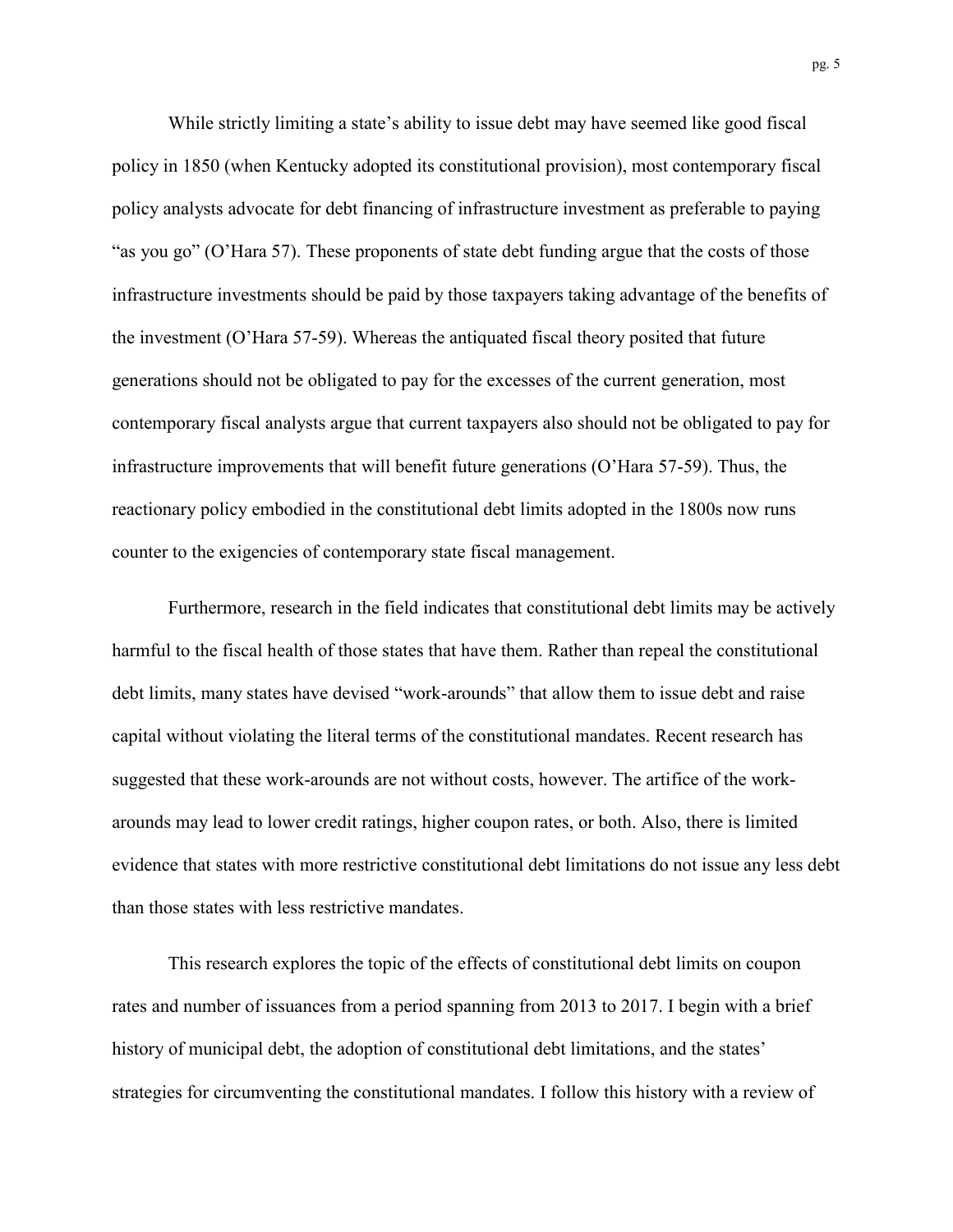While strictly limiting a state's ability to issue debt may have seemed like good fiscal policy in 1850 (when Kentucky adopted its constitutional provision), most contemporary fiscal policy analysts advocate for debt financing of infrastructure investment as preferable to paying "as you go" (O'Hara 57). These proponents of state debt funding argue that the costs of those infrastructure investments should be paid by those taxpayers taking advantage of the benefits of the investment (O'Hara 57-59). Whereas the antiquated fiscal theory posited that future generations should not be obligated to pay for the excesses of the current generation, most contemporary fiscal analysts argue that current taxpayers also should not be obligated to pay for infrastructure improvements that will benefit future generations (O'Hara 57-59). Thus, the reactionary policy embodied in the constitutional debt limits adopted in the 1800s now runs counter to the exigencies of contemporary state fiscal management.

Furthermore, research in the field indicates that constitutional debt limits may be actively harmful to the fiscal health of those states that have them. Rather than repeal the constitutional debt limits, many states have devised "work-arounds" that allow them to issue debt and raise capital without violating the literal terms of the constitutional mandates. Recent research has suggested that these work-arounds are not without costs, however. The artifice of the work-arounds may lead to lower credit ratings, higher coupon rates, or both. Also, there is limited evidence that states with more restrictive constitutional debt limitations do not issue any less debt than those states with less restrictive mandates.

This research explores the topic of the effects of constitutional debt limits on coupon rates and number of issuances from a period spanning from 2013 to 2017. I begin with a brief history of municipal debt, the adoption of constitutional debt limitations, and the states' strategies for circumventing the constitutional mandates. I follow this history with a review of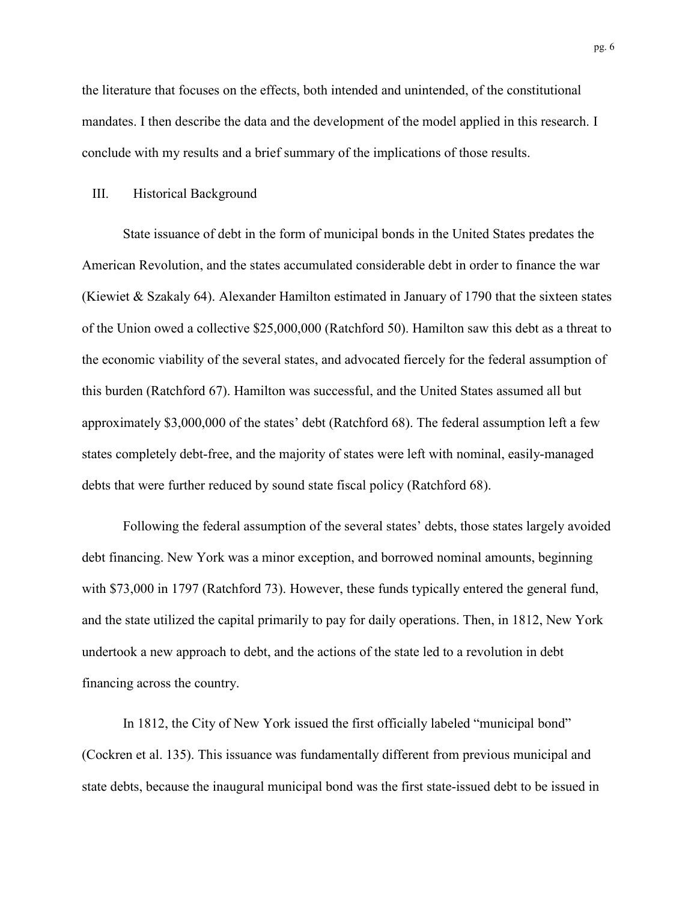the literature that focuses on the effects, both intended and unintended, of the constitutional mandates. I then describe the data and the development of the model applied in this research. I conclude with my results and a brief summary of the implications of those results.

## III. Historical Background

State issuance of debt in the form of municipal bonds in the United States predates the American Revolution, and the states accumulated considerable debt in order to finance the war (Kiewiet & Szakaly 64). Alexander Hamilton estimated in January of 1790 that the sixteen states of the Union owed a collective $25,000,000 (Ratchford 50). Hamilton saw this debt as a threat to the economic viability of the several states, and advocated fiercely for the federal assumption of this burden (Ratchford 67). Hamilton was successful, and the United States assumed all but approximately $3,000,000 of the states' debt (Ratchford 68). The federal assumption left a few states completely debt-free, and the majority of states were left with nominal, easily-managed debts that were further reduced by sound state fiscal policy (Ratchford 68).

Following the federal assumption of the several states' debts, those states largely avoided debt financing. New York was a minor exception, and borrowed nominal amounts, beginning with $73,000 in 1797 (Ratchford 73). However, these funds typically entered the general fund, and the state utilized the capital primarily to pay for daily operations. Then, in 1812, New York undertook a new approach to debt, and the actions of the state led to a revolution in debt financing across the country.

In 1812, the City of New York issued the first officially labeled "municipal bond" (Cockren et al. 135). This issuance was fundamentally different from previous municipal and state debts, because the inaugural municipal bond was the first state-issued debt to be issued in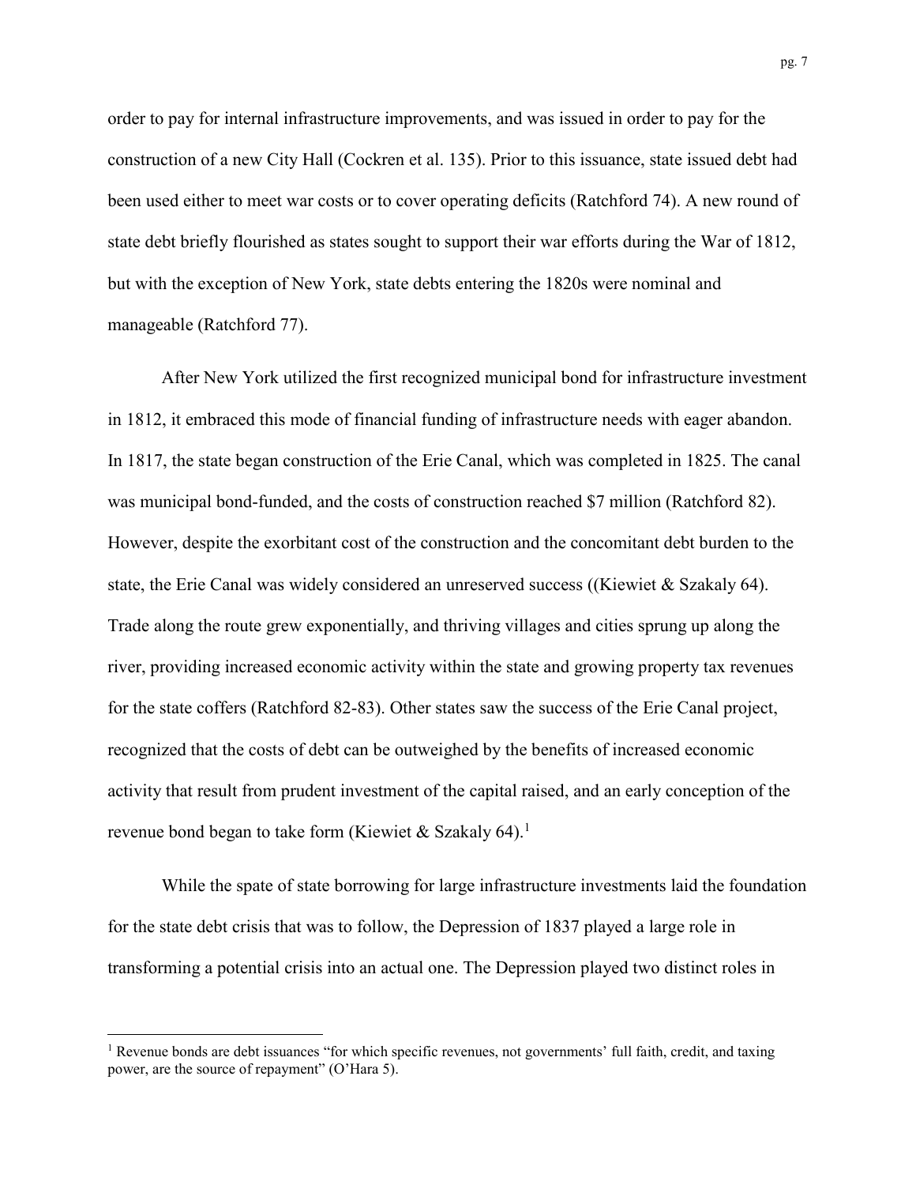order to pay for internal infrastructure improvements, and was issued in order to pay for the construction of a new City Hall (Cockren et al. 135). Prior to this issuance, state issued debt had been used either to meet war costs or to cover operating deficits (Ratchford 74). A new round of state debt briefly flourished as states sought to support their war efforts during the War of 1812, but with the exception of New York, state debts entering the 1820s were nominal and manageable (Ratchford 77).

After New York utilized the first recognized municipal bond for infrastructure investment in 1812, it embraced this mode of financial funding of infrastructure needs with eager abandon. In 1817, the state began construction of the Erie Canal, which was completed in 1825. The canal was municipal bond-funded, and the costs of construction reached $7 million (Ratchford 82). However, despite the exorbitant cost of the construction and the concomitant debt burden to the state, the Erie Canal was widely considered an unreserved success ((Kiewiet & Szakaly 64). Trade along the route grew exponentially, and thriving villages and cities sprung up along the river, providing increased economic activity within the state and growing property tax revenues for the state coffers (Ratchford 82-83). Other states saw the success of the Erie Canal project, recognized that the costs of debt can be outweighed by the benefits of increased economic activity that result from prudent investment of the capital raised, and an early conception of the revenue bond began to take form (Kiewiet & Szakaly 64).[1]

While the spate of state borrowing for large infrastructure investments laid the foundation for the state debt crisis that was to follow, the Depression of 1837 played a large role in transforming a potential crisis into an actual one. The Depression played two distinct roles in

[1] Revenue bonds are debt issuances "for which specific revenues, not governments' full faith, credit, and taxing power, are the source of repayment" (O'Hara 5).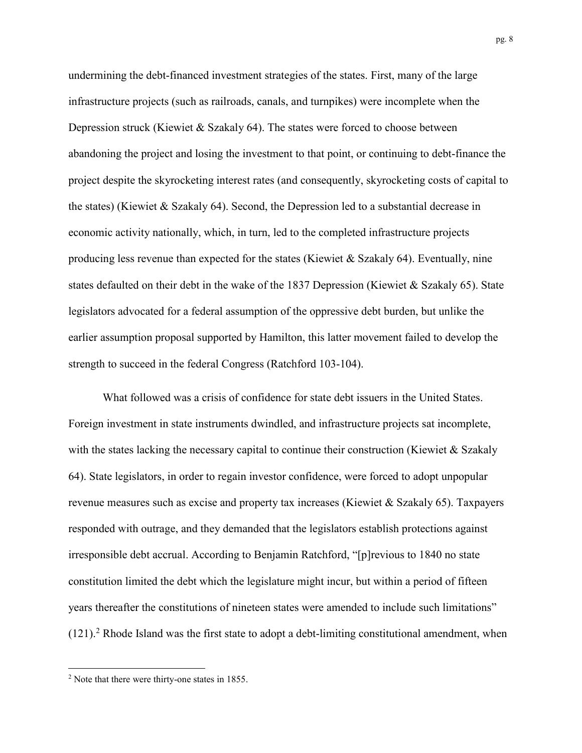undermining the debt-financed investment strategies of the states. First, many of the large infrastructure projects (such as railroads, canals, and turnpikes) were incomplete when the Depression struck (Kiewiet & Szakaly 64). The states were forced to choose between abandoning the project and losing the investment to that point, or continuing to debt-finance the project despite the skyrocketing interest rates (and consequently, skyrocketing costs of capital to the states) (Kiewiet & Szakaly 64). Second, the Depression led to a substantial decrease in economic activity nationally, which, in turn, led to the completed infrastructure projects producing less revenue than expected for the states (Kiewiet & Szakaly 64). Eventually, nine states defaulted on their debt in the wake of the 1837 Depression (Kiewiet & Szakaly 65). State legislators advocated for a federal assumption of the oppressive debt burden, but unlike the earlier assumption proposal supported by Hamilton, this latter movement failed to develop the strength to succeed in the federal Congress (Ratchford 103-104).

What followed was a crisis of confidence for state debt issuers in the United States. Foreign investment in state instruments dwindled, and infrastructure projects sat incomplete, with the states lacking the necessary capital to continue their construction (Kiewiet & Szakaly 64). State legislators, in order to regain investor confidence, were forced to adopt unpopular revenue measures such as excise and property tax increases (Kiewiet & Szakaly 65). Taxpayers responded with outrage, and they demanded that the legislators establish protections against irresponsible debt accrual. According to Benjamin Ratchford, "[p]revious to 1840 no state constitution limited the debt which the legislature might incur, but within a period of fifteen years thereafter the constitutions of nineteen states were amended to include such limitations" (121).[2] Rhode Island was the first state to adopt a debt-limiting constitutional amendment, when

[2] Note that there were thirty-one states in 1855.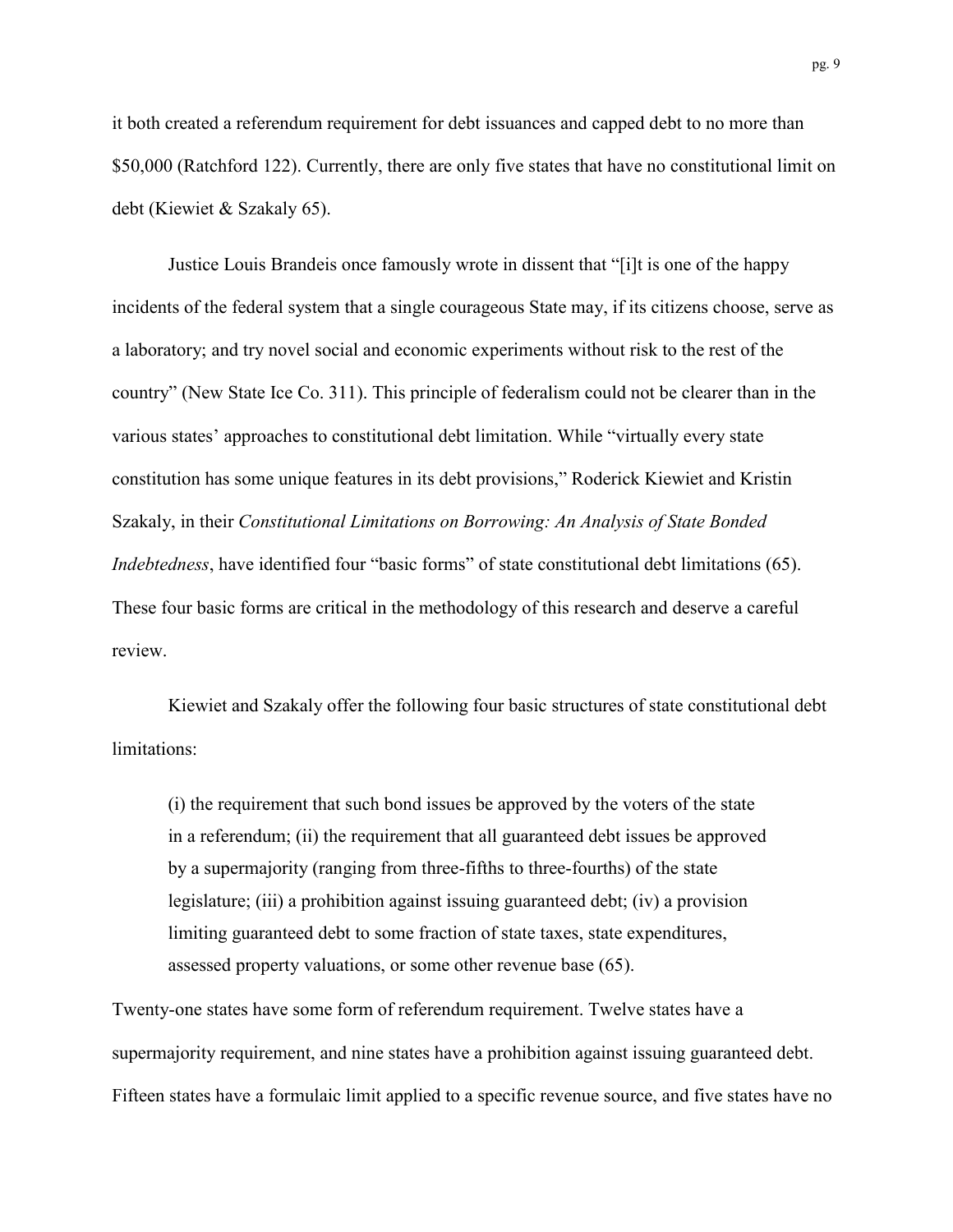it both created a referendum requirement for debt issuances and capped debt to no more than $50,000 (Ratchford 122). Currently, there are only five states that have no constitutional limit on debt (Kiewiet & Szakaly 65).

Justice Louis Brandeis once famously wrote in dissent that "[i]t is one of the happy incidents of the federal system that a single courageous State may, if its citizens choose, serve as a laboratory; and try novel social and economic experiments without risk to the rest of the country" (New State Ice Co. 311). This principle of federalism could not be clearer than in the various states' approaches to constitutional debt limitation. While "virtually every state constitution has some unique features in its debt provisions," Roderick Kiewiet and Kristin Szakaly, in their *Constitutional Limitations on Borrowing: An Analysis of State Bonded Indebtedness*, have identified four "basic forms" of state constitutional debt limitations (65). These four basic forms are critical in the methodology of this research and deserve a careful review.

Kiewiet and Szakaly offer the following four basic structures of state constitutional debt limitations:

> (i) the requirement that such bond issues be approved by the voters of the state in a referendum; (ii) the requirement that all guaranteed debt issues be approved by a supermajority (ranging from three-fifths to three-fourths) of the state legislature; (iii) a prohibition against issuing guaranteed debt; (iv) a provision limiting guaranteed debt to some fraction of state taxes, state expenditures, assessed property valuations, or some other revenue base (65).

Twenty-one states have some form of referendum requirement. Twelve states have a supermajority requirement, and nine states have a prohibition against issuing guaranteed debt. Fifteen states have a formulaic limit applied to a specific revenue source, and five states have no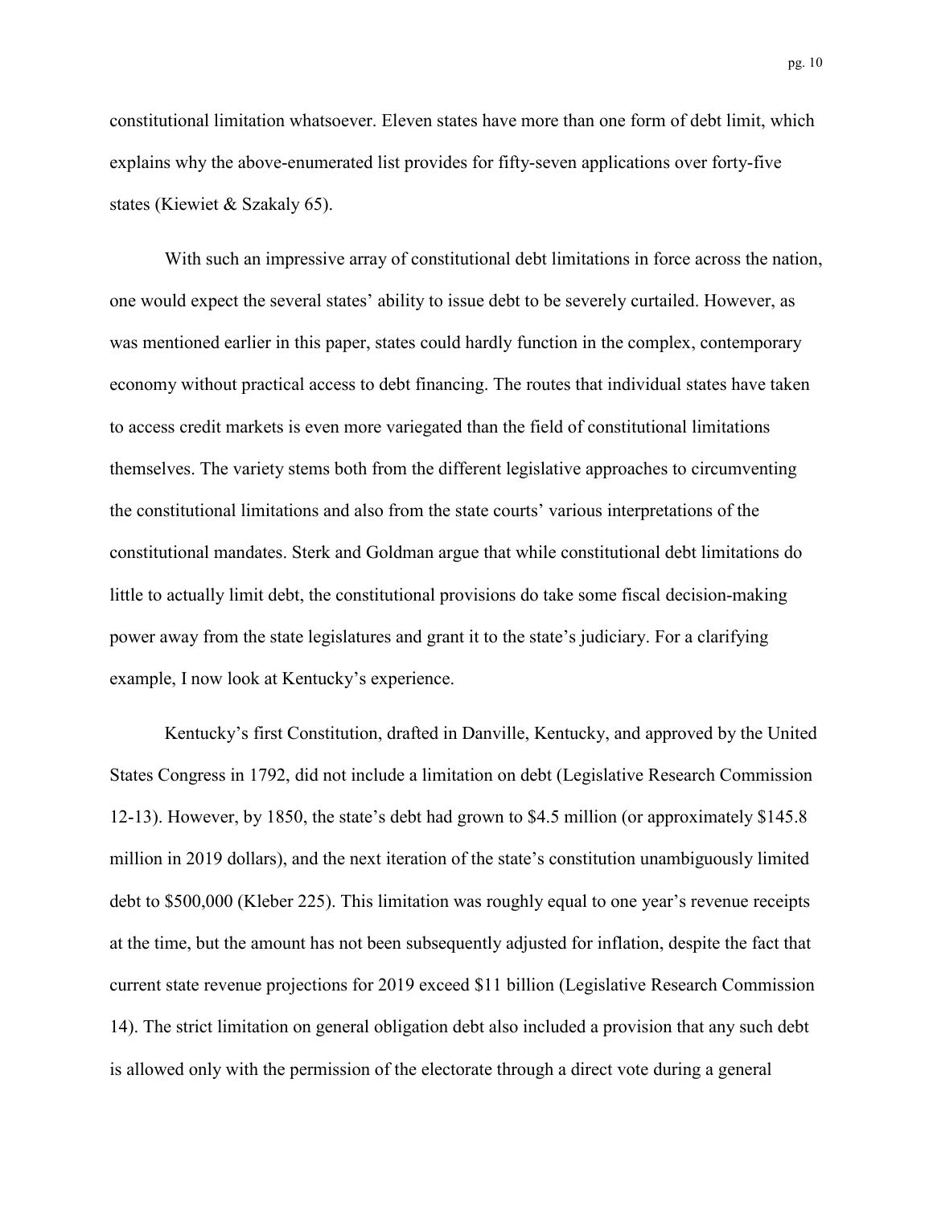constitutional limitation whatsoever. Eleven states have more than one form of debt limit, which explains why the above-enumerated list provides for fifty-seven applications over forty-five states (Kiewiet & Szakaly 65).

With such an impressive array of constitutional debt limitations in force across the nation, one would expect the several states' ability to issue debt to be severely curtailed. However, as was mentioned earlier in this paper, states could hardly function in the complex, contemporary economy without practical access to debt financing. The routes that individual states have taken to access credit markets is even more variegated than the field of constitutional limitations themselves. The variety stems both from the different legislative approaches to circumventing the constitutional limitations and also from the state courts' various interpretations of the constitutional mandates. Sterk and Goldman argue that while constitutional debt limitations do little to actually limit debt, the constitutional provisions do take some fiscal decision-making power away from the state legislatures and grant it to the state's judiciary. For a clarifying example, I now look at Kentucky's experience.

Kentucky's first Constitution, drafted in Danville, Kentucky, and approved by the United States Congress in 1792, did not include a limitation on debt (Legislative Research Commission 12-13). However, by 1850, the state's debt had grown to $4.5 million (or approximately $145.8 million in 2019 dollars), and the next iteration of the state's constitution unambiguously limited debt to $500,000 (Kleber 225). This limitation was roughly equal to one year's revenue receipts at the time, but the amount has not been subsequently adjusted for inflation, despite the fact that current state revenue projections for 2019 exceed $11 billion (Legislative Research Commission 14). The strict limitation on general obligation debt also included a provision that any such debt is allowed only with the permission of the electorate through a direct vote during a general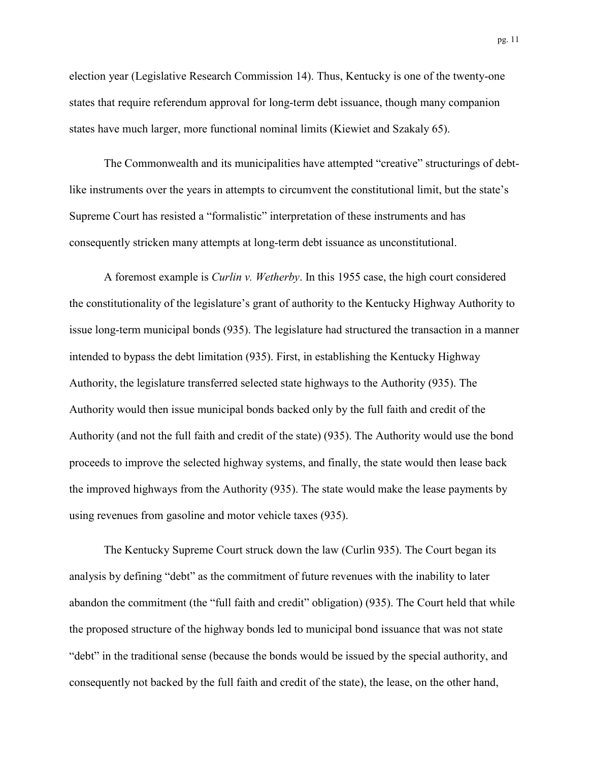election year (Legislative Research Commission 14). Thus, Kentucky is one of the twenty-one states that require referendum approval for long-term debt issuance, though many companion states have much larger, more functional nominal limits (Kiewiet and Szakaly 65).

The Commonwealth and its municipalities have attempted "creative" structurings of debt-like instruments over the years in attempts to circumvent the constitutional limit, but the state's Supreme Court has resisted a "formalistic" interpretation of these instruments and has consequently stricken many attempts at long-term debt issuance as unconstitutional.

A foremost example is *Curlin v. Wetherby*. In this 1955 case, the high court considered the constitutionality of the legislature's grant of authority to the Kentucky Highway Authority to issue long-term municipal bonds (935). The legislature had structured the transaction in a manner intended to bypass the debt limitation (935). First, in establishing the Kentucky Highway Authority, the legislature transferred selected state highways to the Authority (935). The Authority would then issue municipal bonds backed only by the full faith and credit of the Authority (and not the full faith and credit of the state) (935). The Authority would use the bond proceeds to improve the selected highway systems, and finally, the state would then lease back the improved highways from the Authority (935). The state would make the lease payments by using revenues from gasoline and motor vehicle taxes (935).

The Kentucky Supreme Court struck down the law (Curlin 935). The Court began its analysis by defining "debt" as the commitment of future revenues with the inability to later abandon the commitment (the "full faith and credit" obligation) (935). The Court held that while the proposed structure of the highway bonds led to municipal bond issuance that was not state "debt" in the traditional sense (because the bonds would be issued by the special authority, and consequently not backed by the full faith and credit of the state), the lease, on the other hand,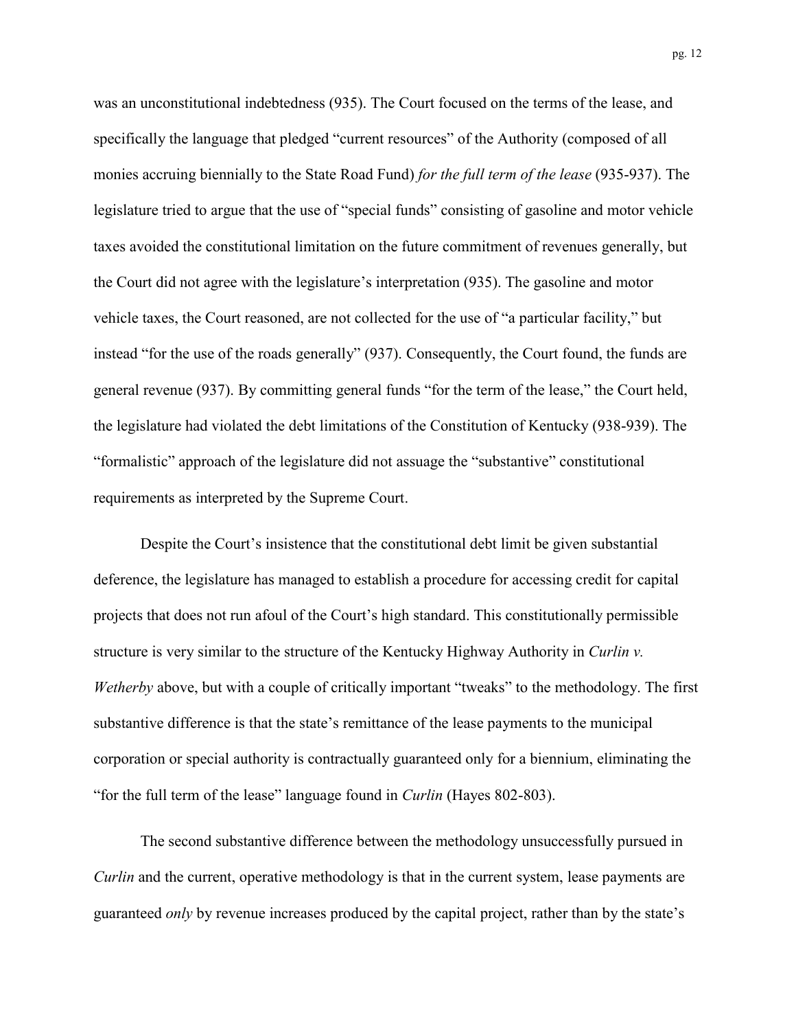was an unconstitutional indebtedness (935). The Court focused on the terms of the lease, and specifically the language that pledged "current resources" of the Authority (composed of all monies accruing biennially to the State Road Fund) *for the full term of the lease* (935-937). The legislature tried to argue that the use of "special funds" consisting of gasoline and motor vehicle taxes avoided the constitutional limitation on the future commitment of revenues generally, but the Court did not agree with the legislature's interpretation (935). The gasoline and motor vehicle taxes, the Court reasoned, are not collected for the use of "a particular facility," but instead "for the use of the roads generally" (937). Consequently, the Court found, the funds are general revenue (937). By committing general funds "for the term of the lease," the Court held, the legislature had violated the debt limitations of the Constitution of Kentucky (938-939). The "formalistic" approach of the legislature did not assuage the "substantive" constitutional requirements as interpreted by the Supreme Court.

Despite the Court's insistence that the constitutional debt limit be given substantial deference, the legislature has managed to establish a procedure for accessing credit for capital projects that does not run afoul of the Court's high standard. This constitutionally permissible structure is very similar to the structure of the Kentucky Highway Authority in *Curlin v. Wetherby* above, but with a couple of critically important "tweaks" to the methodology. The first substantive difference is that the state's remittance of the lease payments to the municipal corporation or special authority is contractually guaranteed only for a biennium, eliminating the "for the full term of the lease" language found in *Curlin* (Hayes 802-803).

The second substantive difference between the methodology unsuccessfully pursued in *Curlin* and the current, operative methodology is that in the current system, lease payments are guaranteed *only* by revenue increases produced by the capital project, rather than by the state's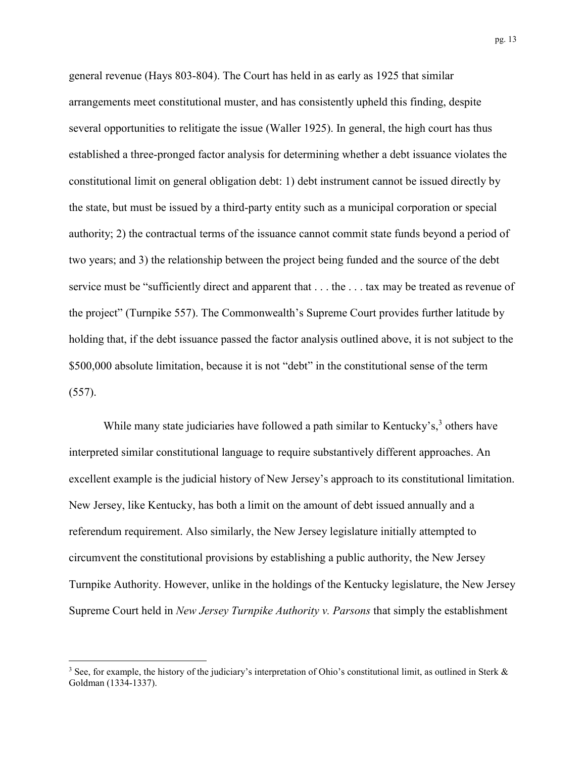general revenue (Hays 803-804). The Court has held in as early as 1925 that similar arrangements meet constitutional muster, and has consistently upheld this finding, despite several opportunities to relitigate the issue (Waller 1925). In general, the high court has thus established a three-pronged factor analysis for determining whether a debt issuance violates the constitutional limit on general obligation debt: 1) debt instrument cannot be issued directly by the state, but must be issued by a third-party entity such as a municipal corporation or special authority; 2) the contractual terms of the issuance cannot commit state funds beyond a period of two years; and 3) the relationship between the project being funded and the source of the debt service must be "sufficiently direct and apparent that . . . the . . . tax may be treated as revenue of the project" (Turnpike 557). The Commonwealth's Supreme Court provides further latitude by holding that, if the debt issuance passed the factor analysis outlined above, it is not subject to the $500,000 absolute limitation, because it is not "debt" in the constitutional sense of the term (557).

While many state judiciaries have followed a path similar to Kentucky's,[3] others have interpreted similar constitutional language to require substantively different approaches. An excellent example is the judicial history of New Jersey's approach to its constitutional limitation. New Jersey, like Kentucky, has both a limit on the amount of debt issued annually and a referendum requirement. Also similarly, the New Jersey legislature initially attempted to circumvent the constitutional provisions by establishing a public authority, the New Jersey Turnpike Authority. However, unlike in the holdings of the Kentucky legislature, the New Jersey Supreme Court held in *New Jersey Turnpike Authority v. Parsons* that simply the establishment

[3] See, for example, the history of the judiciary's interpretation of Ohio's constitutional limit, as outlined in Sterk & Goldman (1334-1337).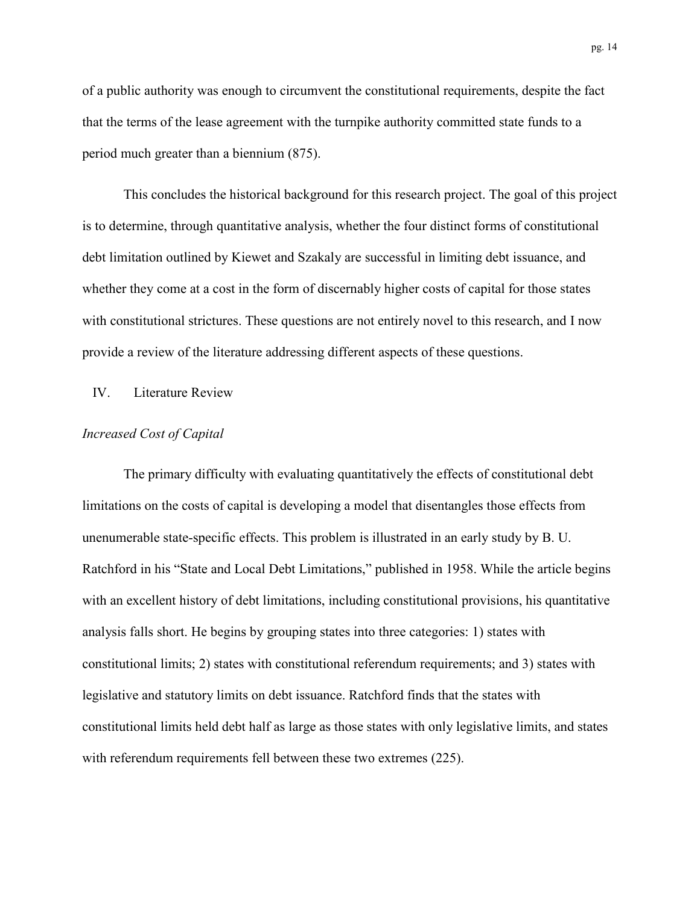of a public authority was enough to circumvent the constitutional requirements, despite the fact that the terms of the lease agreement with the turnpike authority committed state funds to a period much greater than a biennium (875).

This concludes the historical background for this research project. The goal of this project is to determine, through quantitative analysis, whether the four distinct forms of constitutional debt limitation outlined by Kiewet and Szakaly are successful in limiting debt issuance, and whether they come at a cost in the form of discernably higher costs of capital for those states with constitutional strictures. These questions are not entirely novel to this research, and I now provide a review of the literature addressing different aspects of these questions.

## IV. Literature Review

### *Increased Cost of Capital*

The primary difficulty with evaluating quantitatively the effects of constitutional debt limitations on the costs of capital is developing a model that disentangles those effects from unenumerable state-specific effects. This problem is illustrated in an early study by B. U. Ratchford in his "State and Local Debt Limitations," published in 1958. While the article begins with an excellent history of debt limitations, including constitutional provisions, his quantitative analysis falls short. He begins by grouping states into three categories: 1) states with constitutional limits; 2) states with constitutional referendum requirements; and 3) states with legislative and statutory limits on debt issuance. Ratchford finds that the states with constitutional limits held debt half as large as those states with only legislative limits, and states with referendum requirements fell between these two extremes (225).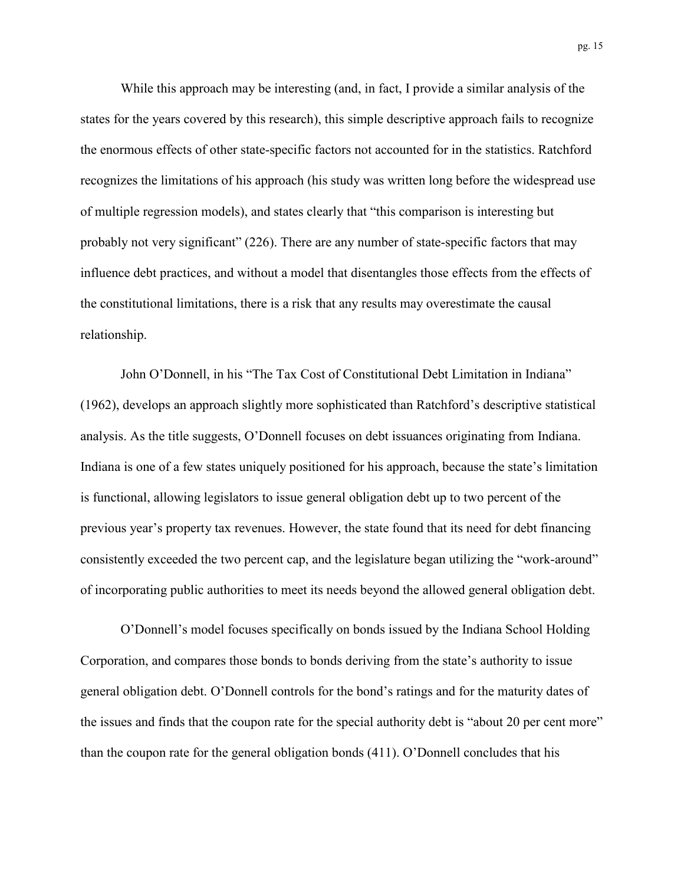While this approach may be interesting (and, in fact, I provide a similar analysis of the states for the years covered by this research), this simple descriptive approach fails to recognize the enormous effects of other state-specific factors not accounted for in the statistics. Ratchford recognizes the limitations of his approach (his study was written long before the widespread use of multiple regression models), and states clearly that "this comparison is interesting but probably not very significant" (226). There are any number of state-specific factors that may influence debt practices, and without a model that disentangles those effects from the effects of the constitutional limitations, there is a risk that any results may overestimate the causal relationship.

John O'Donnell, in his "The Tax Cost of Constitutional Debt Limitation in Indiana" (1962), develops an approach slightly more sophisticated than Ratchford's descriptive statistical analysis. As the title suggests, O'Donnell focuses on debt issuances originating from Indiana. Indiana is one of a few states uniquely positioned for his approach, because the state's limitation is functional, allowing legislators to issue general obligation debt up to two percent of the previous year's property tax revenues. However, the state found that its need for debt financing consistently exceeded the two percent cap, and the legislature began utilizing the "work-around" of incorporating public authorities to meet its needs beyond the allowed general obligation debt.

O'Donnell's model focuses specifically on bonds issued by the Indiana School Holding Corporation, and compares those bonds to bonds deriving from the state's authority to issue general obligation debt. O'Donnell controls for the bond's ratings and for the maturity dates of the issues and finds that the coupon rate for the special authority debt is "about 20 per cent more" than the coupon rate for the general obligation bonds (411). O'Donnell concludes that his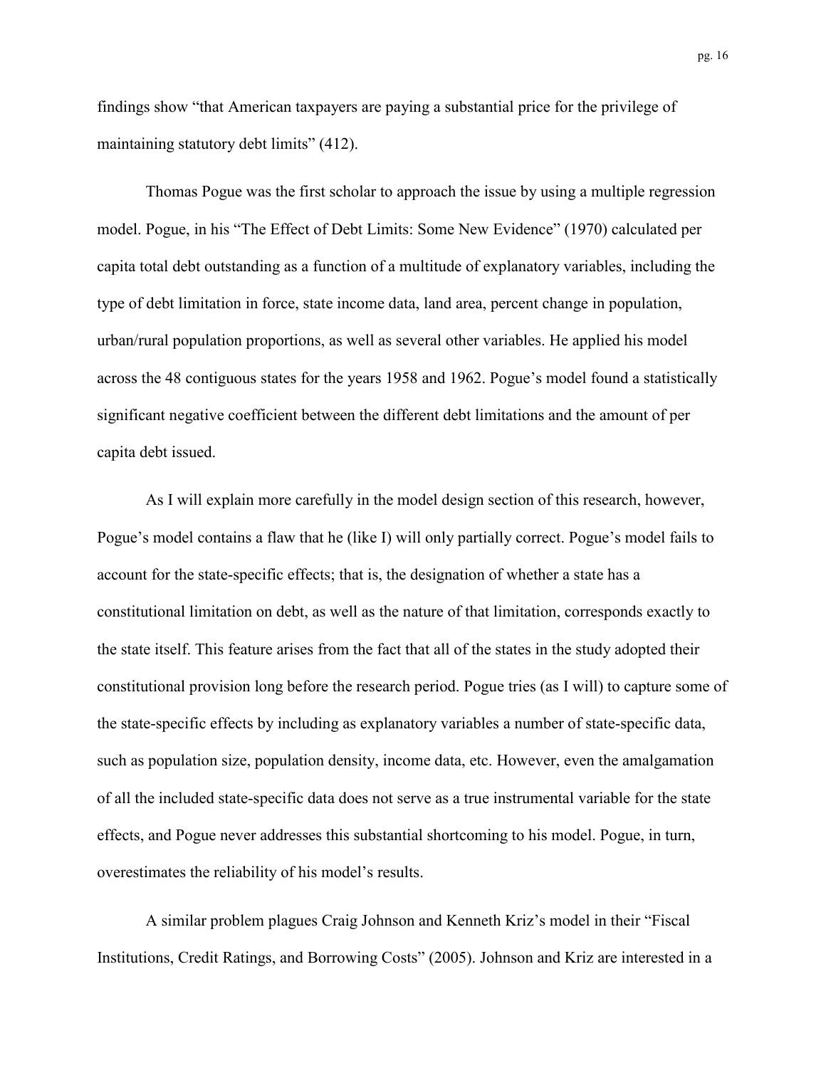findings show "that American taxpayers are paying a substantial price for the privilege of maintaining statutory debt limits" (412).

Thomas Pogue was the first scholar to approach the issue by using a multiple regression model. Pogue, in his "The Effect of Debt Limits: Some New Evidence" (1970) calculated per capita total debt outstanding as a function of a multitude of explanatory variables, including the type of debt limitation in force, state income data, land area, percent change in population, urban/rural population proportions, as well as several other variables. He applied his model across the 48 contiguous states for the years 1958 and 1962. Pogue's model found a statistically significant negative coefficient between the different debt limitations and the amount of per capita debt issued.

As I will explain more carefully in the model design section of this research, however, Pogue's model contains a flaw that he (like I) will only partially correct. Pogue's model fails to account for the state-specific effects; that is, the designation of whether a state has a constitutional limitation on debt, as well as the nature of that limitation, corresponds exactly to the state itself. This feature arises from the fact that all of the states in the study adopted their constitutional provision long before the research period. Pogue tries (as I will) to capture some of the state-specific effects by including as explanatory variables a number of state-specific data, such as population size, population density, income data, etc. However, even the amalgamation of all the included state-specific data does not serve as a true instrumental variable for the state effects, and Pogue never addresses this substantial shortcoming to his model. Pogue, in turn, overestimates the reliability of his model's results.

A similar problem plagues Craig Johnson and Kenneth Kriz's model in their "Fiscal Institutions, Credit Ratings, and Borrowing Costs" (2005). Johnson and Kriz are interested in a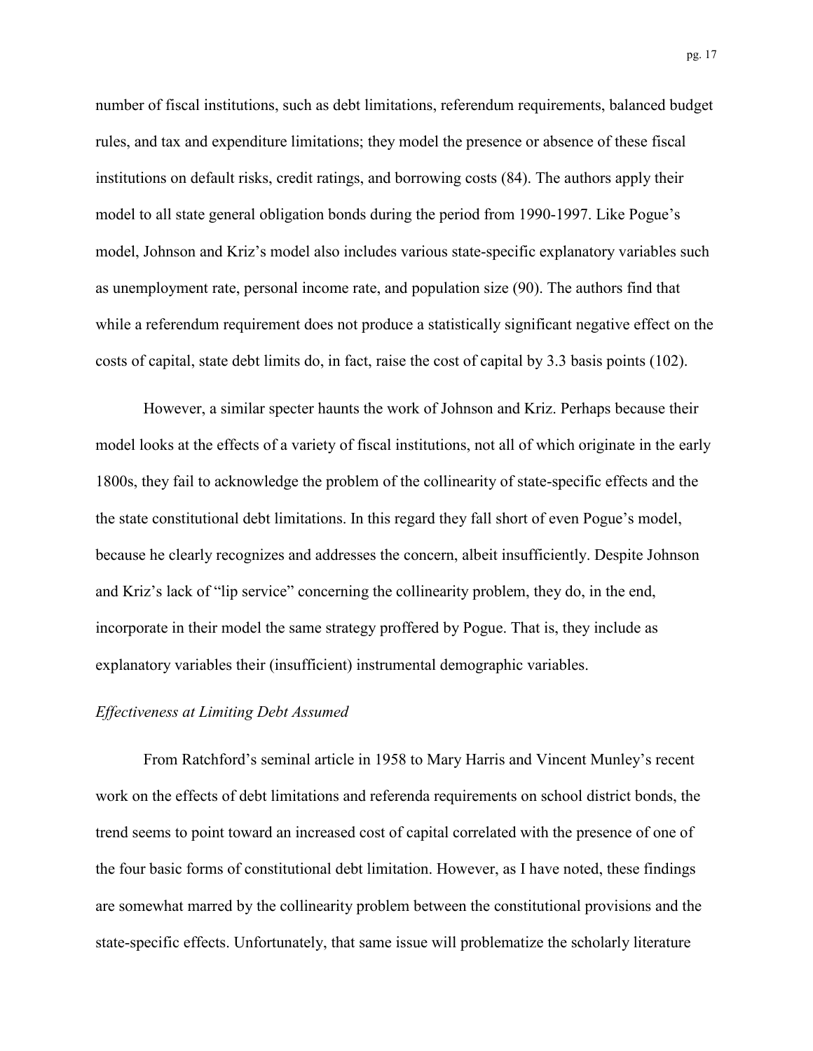number of fiscal institutions, such as debt limitations, referendum requirements, balanced budget rules, and tax and expenditure limitations; they model the presence or absence of these fiscal institutions on default risks, credit ratings, and borrowing costs (84). The authors apply their model to all state general obligation bonds during the period from 1990-1997. Like Pogue's model, Johnson and Kriz's model also includes various state-specific explanatory variables such as unemployment rate, personal income rate, and population size (90). The authors find that while a referendum requirement does not produce a statistically significant negative effect on the costs of capital, state debt limits do, in fact, raise the cost of capital by 3.3 basis points (102).

However, a similar specter haunts the work of Johnson and Kriz. Perhaps because their model looks at the effects of a variety of fiscal institutions, not all of which originate in the early 1800s, they fail to acknowledge the problem of the collinearity of state-specific effects and the the state constitutional debt limitations. In this regard they fall short of even Pogue's model, because he clearly recognizes and addresses the concern, albeit insufficiently. Despite Johnson and Kriz's lack of "lip service" concerning the collinearity problem, they do, in the end, incorporate in their model the same strategy proffered by Pogue. That is, they include as explanatory variables their (insufficient) instrumental demographic variables.

*Effectiveness at Limiting Debt Assumed*

From Ratchford's seminal article in 1958 to Mary Harris and Vincent Munley's recent work on the effects of debt limitations and referenda requirements on school district bonds, the trend seems to point toward an increased cost of capital correlated with the presence of one of the four basic forms of constitutional debt limitation. However, as I have noted, these findings are somewhat marred by the collinearity problem between the constitutional provisions and the state-specific effects. Unfortunately, that same issue will problematize the scholarly literature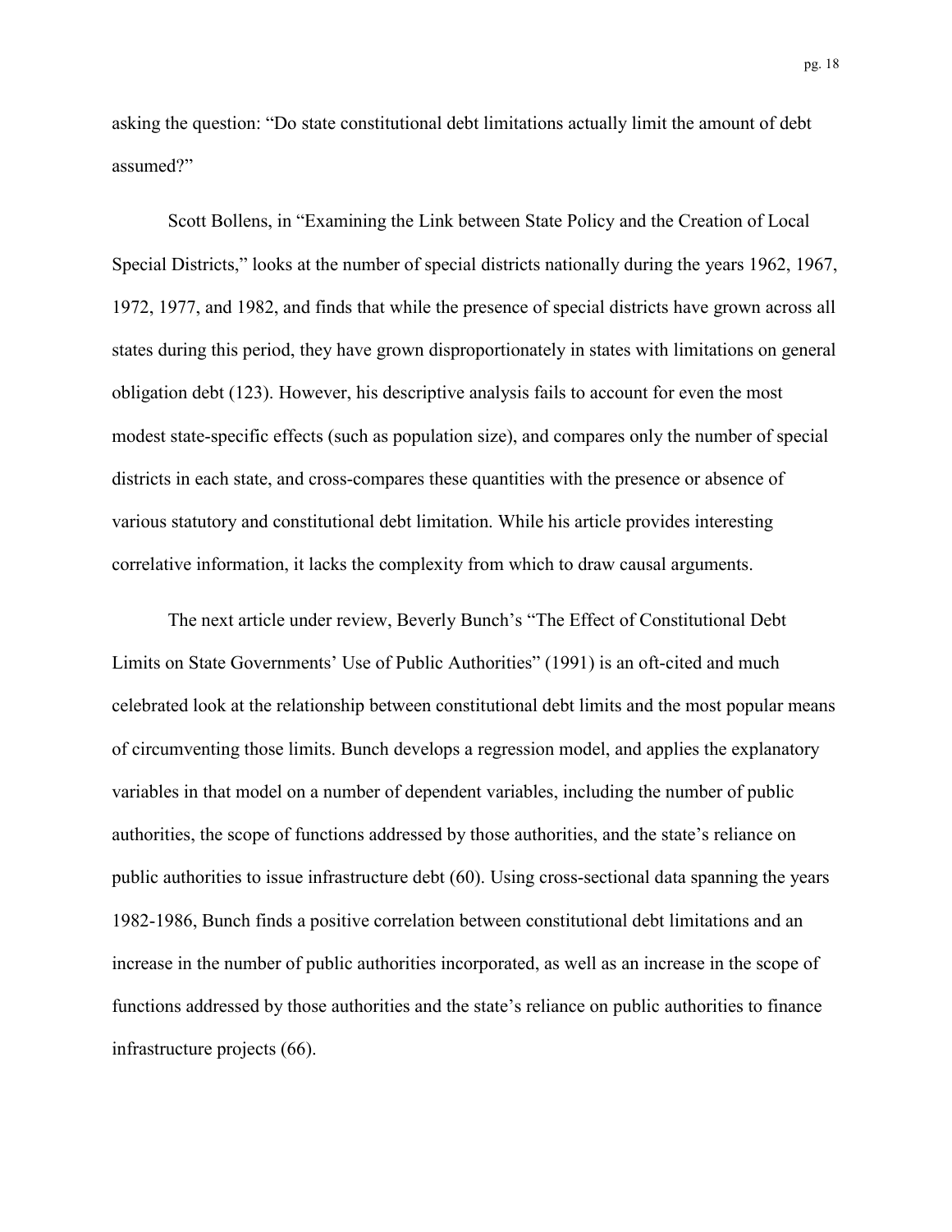asking the question: "Do state constitutional debt limitations actually limit the amount of debt assumed?"

Scott Bollens, in "Examining the Link between State Policy and the Creation of Local Special Districts," looks at the number of special districts nationally during the years 1962, 1967, 1972, 1977, and 1982, and finds that while the presence of special districts have grown across all states during this period, they have grown disproportionately in states with limitations on general obligation debt (123). However, his descriptive analysis fails to account for even the most modest state-specific effects (such as population size), and compares only the number of special districts in each state, and cross-compares these quantities with the presence or absence of various statutory and constitutional debt limitation. While his article provides interesting correlative information, it lacks the complexity from which to draw causal arguments.

The next article under review, Beverly Bunch's "The Effect of Constitutional Debt Limits on State Governments' Use of Public Authorities" (1991) is an oft-cited and much celebrated look at the relationship between constitutional debt limits and the most popular means of circumventing those limits. Bunch develops a regression model, and applies the explanatory variables in that model on a number of dependent variables, including the number of public authorities, the scope of functions addressed by those authorities, and the state's reliance on public authorities to issue infrastructure debt (60). Using cross-sectional data spanning the years 1982-1986, Bunch finds a positive correlation between constitutional debt limitations and an increase in the number of public authorities incorporated, as well as an increase in the scope of functions addressed by those authorities and the state's reliance on public authorities to finance infrastructure projects (66).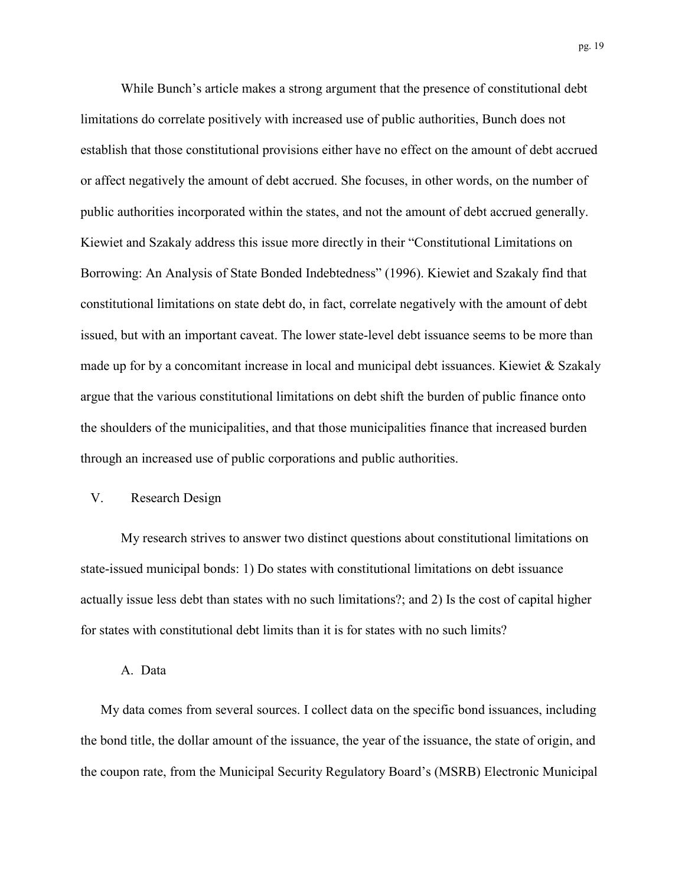While Bunch's article makes a strong argument that the presence of constitutional debt limitations do correlate positively with increased use of public authorities, Bunch does not establish that those constitutional provisions either have no effect on the amount of debt accrued or affect negatively the amount of debt accrued. She focuses, in other words, on the number of public authorities incorporated within the states, and not the amount of debt accrued generally. Kiewiet and Szakaly address this issue more directly in their "Constitutional Limitations on Borrowing: An Analysis of State Bonded Indebtedness" (1996). Kiewiet and Szakaly find that constitutional limitations on state debt do, in fact, correlate negatively with the amount of debt issued, but with an important caveat. The lower state-level debt issuance seems to be more than made up for by a concomitant increase in local and municipal debt issuances. Kiewiet & Szakaly argue that the various constitutional limitations on debt shift the burden of public finance onto the shoulders of the municipalities, and that those municipalities finance that increased burden through an increased use of public corporations and public authorities.

## V. Research Design

My research strives to answer two distinct questions about constitutional limitations on state-issued municipal bonds: 1) Do states with constitutional limitations on debt issuance actually issue less debt than states with no such limitations?; and 2) Is the cost of capital higher for states with constitutional debt limits than it is for states with no such limits?

### A. Data

My data comes from several sources. I collect data on the specific bond issuances, including the bond title, the dollar amount of the issuance, the year of the issuance, the state of origin, and the coupon rate, from the Municipal Security Regulatory Board's (MSRB) Electronic Municipal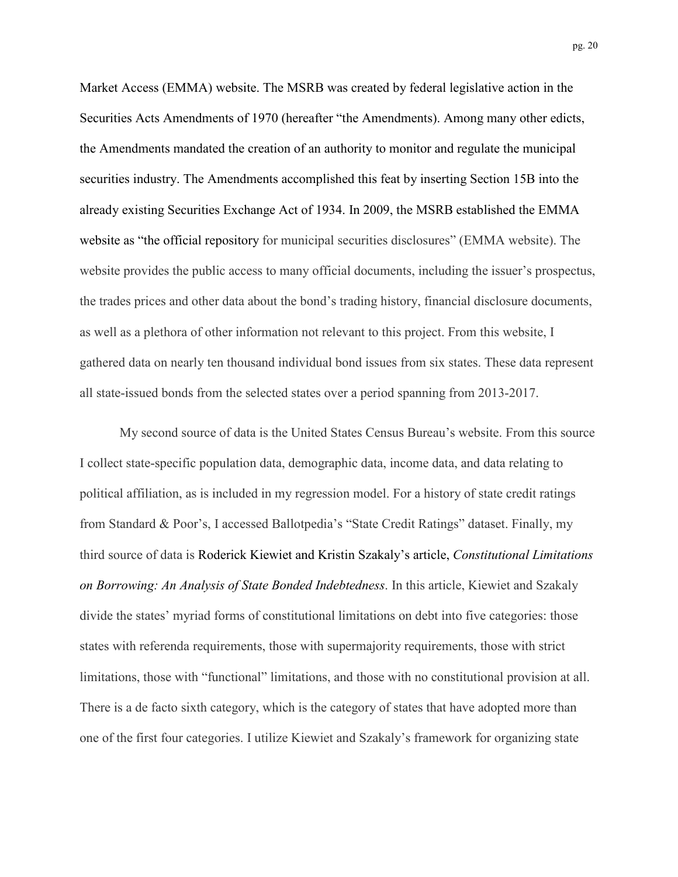Market Access (EMMA) website. The MSRB was created by federal legislative action in the Securities Acts Amendments of 1970 (hereafter "the Amendments). Among many other edicts, the Amendments mandated the creation of an authority to monitor and regulate the municipal securities industry. The Amendments accomplished this feat by inserting Section 15B into the already existing Securities Exchange Act of 1934. In 2009, the MSRB established the EMMA website as "the official repository for municipal securities disclosures" (EMMA website). The website provides the public access to many official documents, including the issuer's prospectus, the trades prices and other data about the bond's trading history, financial disclosure documents, as well as a plethora of other information not relevant to this project. From this website, I gathered data on nearly ten thousand individual bond issues from six states. These data represent all state-issued bonds from the selected states over a period spanning from 2013-2017.

My second source of data is the United States Census Bureau's website. From this source I collect state-specific population data, demographic data, income data, and data relating to political affiliation, as is included in my regression model. For a history of state credit ratings from Standard & Poor's, I accessed Ballotpedia's "State Credit Ratings" dataset. Finally, my third source of data is Roderick Kiewiet and Kristin Szakaly's article, *Constitutional Limitations on Borrowing: An Analysis of State Bonded Indebtedness*. In this article, Kiewiet and Szakaly divide the states' myriad forms of constitutional limitations on debt into five categories: those states with referenda requirements, those with supermajority requirements, those with strict limitations, those with "functional" limitations, and those with no constitutional provision at all. There is a de facto sixth category, which is the category of states that have adopted more than one of the first four categories. I utilize Kiewiet and Szakaly's framework for organizing state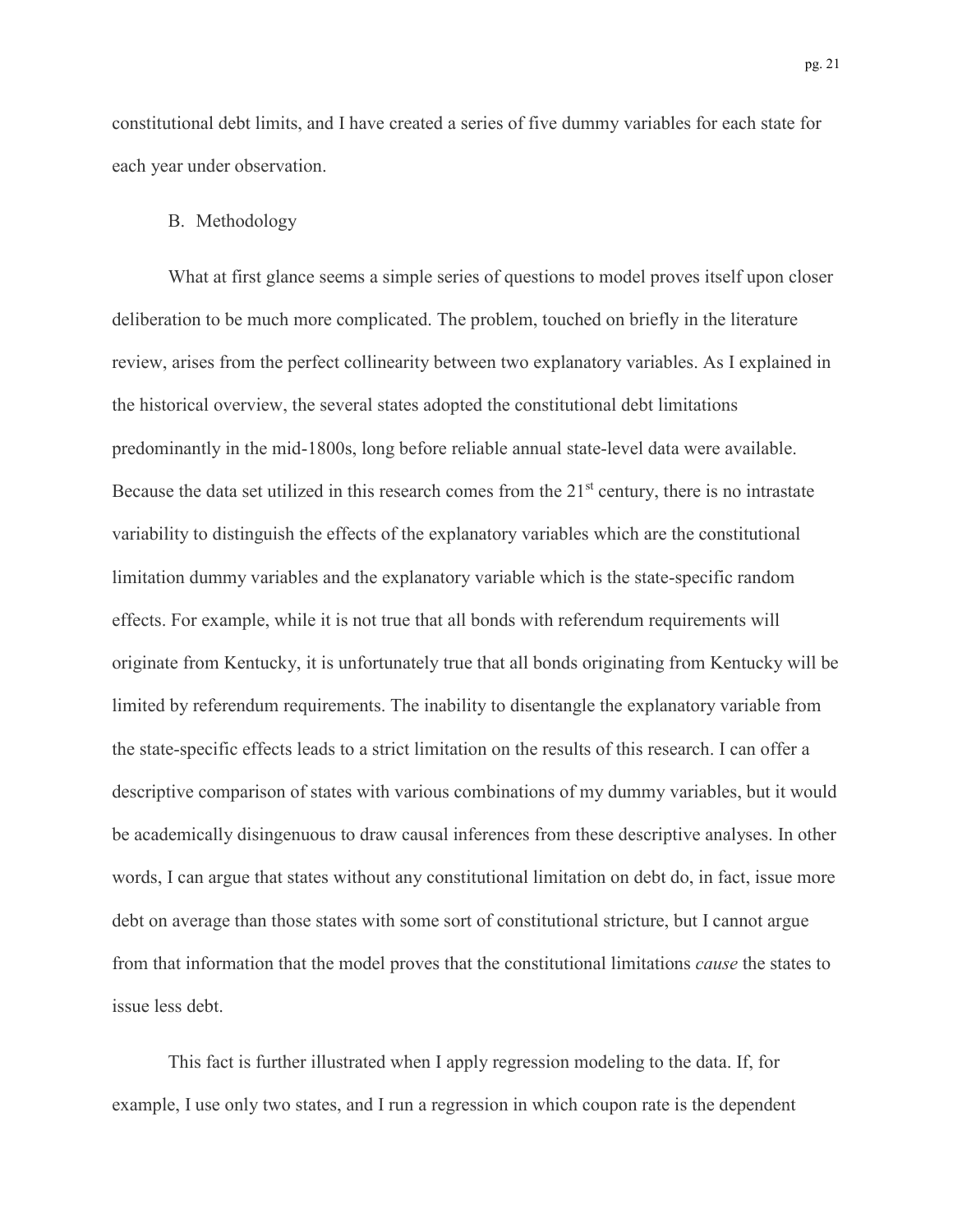constitutional debt limits, and I have created a series of five dummy variables for each state for each year under observation.

## B. Methodology

What at first glance seems a simple series of questions to model proves itself upon closer deliberation to be much more complicated. The problem, touched on briefly in the literature review, arises from the perfect collinearity between two explanatory variables. As I explained in the historical overview, the several states adopted the constitutional debt limitations predominantly in the mid-1800s, long before reliable annual state-level data were available. Because the data set utilized in this research comes from the 21st century, there is no intrastate variability to distinguish the effects of the explanatory variables which are the constitutional limitation dummy variables and the explanatory variable which is the state-specific random effects. For example, while it is not true that all bonds with referendum requirements will originate from Kentucky, it is unfortunately true that all bonds originating from Kentucky will be limited by referendum requirements. The inability to disentangle the explanatory variable from the state-specific effects leads to a strict limitation on the results of this research. I can offer a descriptive comparison of states with various combinations of my dummy variables, but it would be academically disingenuous to draw causal inferences from these descriptive analyses. In other words, I can argue that states without any constitutional limitation on debt do, in fact, issue more debt on average than those states with some sort of constitutional stricture, but I cannot argue from that information that the model proves that the constitutional limitations *cause* the states to issue less debt.

This fact is further illustrated when I apply regression modeling to the data. If, for example, I use only two states, and I run a regression in which coupon rate is the dependent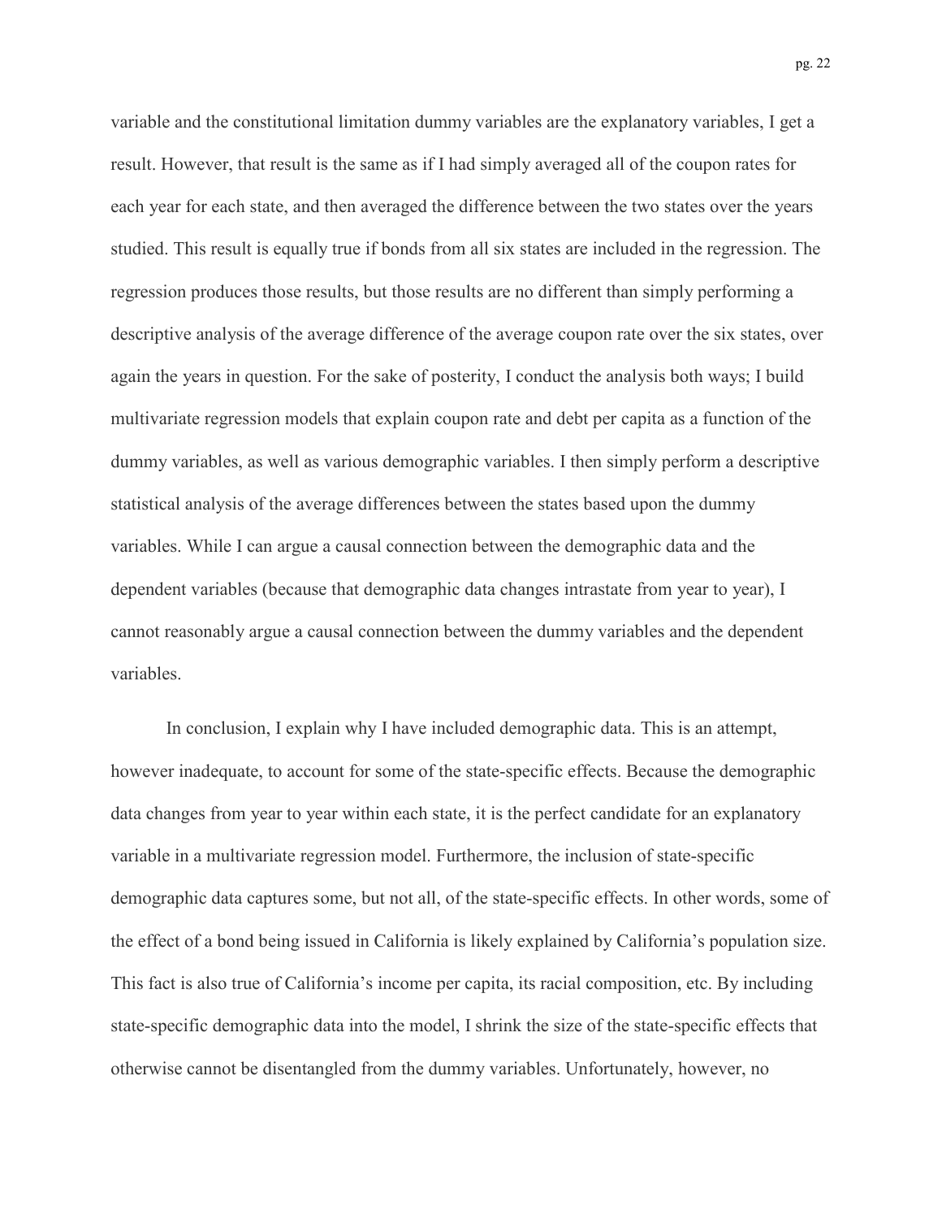variable and the constitutional limitation dummy variables are the explanatory variables, I get a result. However, that result is the same as if I had simply averaged all of the coupon rates for each year for each state, and then averaged the difference between the two states over the years studied. This result is equally true if bonds from all six states are included in the regression. The regression produces those results, but those results are no different than simply performing a descriptive analysis of the average difference of the average coupon rate over the six states, over again the years in question. For the sake of posterity, I conduct the analysis both ways; I build multivariate regression models that explain coupon rate and debt per capita as a function of the dummy variables, as well as various demographic variables. I then simply perform a descriptive statistical analysis of the average differences between the states based upon the dummy variables. While I can argue a causal connection between the demographic data and the dependent variables (because that demographic data changes intrastate from year to year), I cannot reasonably argue a causal connection between the dummy variables and the dependent variables.

In conclusion, I explain why I have included demographic data. This is an attempt, however inadequate, to account for some of the state-specific effects. Because the demographic data changes from year to year within each state, it is the perfect candidate for an explanatory variable in a multivariate regression model. Furthermore, the inclusion of state-specific demographic data captures some, but not all, of the state-specific effects. In other words, some of the effect of a bond being issued in California is likely explained by California's population size. This fact is also true of California's income per capita, its racial composition, etc. By including state-specific demographic data into the model, I shrink the size of the state-specific effects that otherwise cannot be disentangled from the dummy variables. Unfortunately, however, no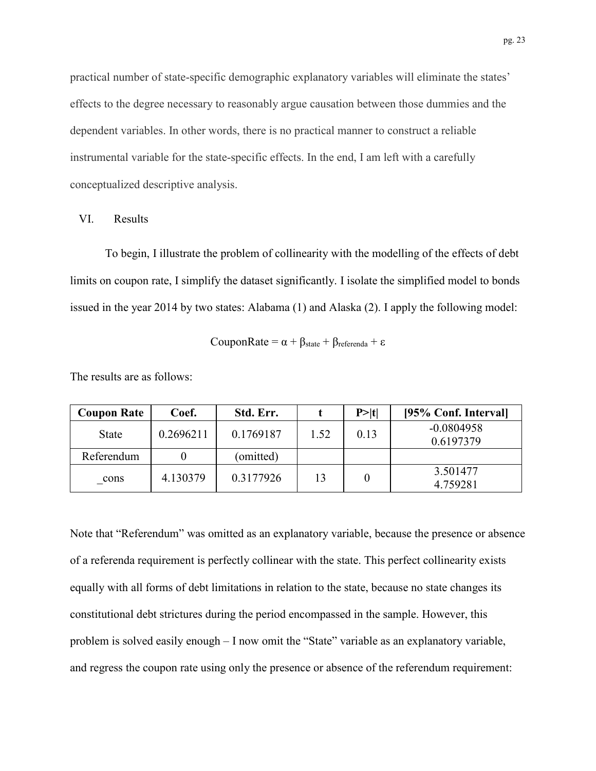practical number of state-specific demographic explanatory variables will eliminate the states' effects to the degree necessary to reasonably argue causation between those dummies and the dependent variables. In other words, there is no practical manner to construct a reliable instrumental variable for the state-specific effects. In the end, I am left with a carefully conceptualized descriptive analysis.

## VI. Results

To begin, I illustrate the problem of collinearity with the modelling of the effects of debt limits on coupon rate, I simplify the dataset significantly. I isolate the simplified model to bonds issued in the year 2014 by two states: Alabama (1) and Alaska (2). I apply the following model:

$$\text{CouponRate} = \alpha + \beta_{\text{state}} + \beta_{\text{referenda}} + \varepsilon$$

The results are as follows:

| Coupon Rate | Coef. | Std. Err. | t | P>\|t\| | [95% Conf. Interval] |
|---|---|---|---|---|---|
| State | 0.2696211 | 0.1769187 | 1.52 | 0.13 | -0.0804958 0.6197379 |
| Referendum | 0 | (omitted) | | | |
| _cons | 4.130379 | 0.3177926 | 13 | 0 | 3.501477 4.759281 |

Note that "Referendum" was omitted as an explanatory variable, because the presence or absence of a referenda requirement is perfectly collinear with the state. This perfect collinearity exists equally with all forms of debt limitations in relation to the state, because no state changes its constitutional debt strictures during the period encompassed in the sample. However, this problem is solved easily enough – I now omit the "State" variable as an explanatory variable, and regress the coupon rate using only the presence or absence of the referendum requirement: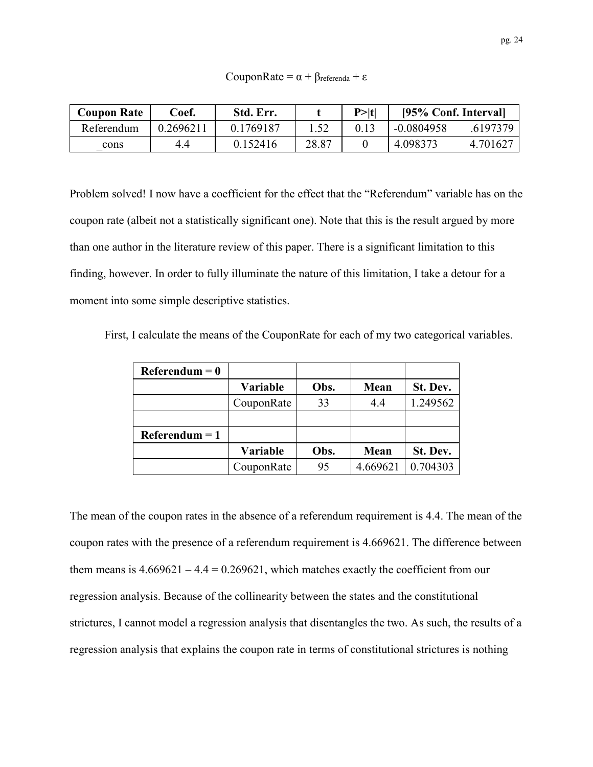$$CouponRate = \alpha + \beta_{referenda} + \varepsilon$$

| Coupon Rate | Coef. | Std. Err. | t | P>\|t\| | [95% Conf. Interval] | |
|---|---|---|---|---|---|---|
| Referendum | 0.2696211 | 0.1769187 | 1.52 | 0.13 | -0.0804958 | .6197379 |
| _cons | 4.4 | 0.152416 | 28.87 | 0 | 4.098373 | 4.701627 |

Problem solved! I now have a coefficient for the effect that the "Referendum" variable has on the coupon rate (albeit not a statistically significant one). Note that this is the result argued by more than one author in the literature review of this paper. There is a significant limitation to this finding, however. In order to fully illuminate the nature of this limitation, I take a detour for a moment into some simple descriptive statistics.

First, I calculate the means of the CouponRate for each of my two categorical variables.

| **Referendum = 0** | | | | |
|---|---|---|---|---|
| | **Variable** | **Obs.** | **Mean** | **St. Dev.** |
| | CouponRate | 33 | 4.4 | 1.249562 |
| | | | | |
| **Referendum = 1** | | | | |
| | **Variable** | **Obs.** | **Mean** | **St. Dev.** |
| | CouponRate | 95 | 4.669621 | 0.704303 |

The mean of the coupon rates in the absence of a referendum requirement is 4.4. The mean of the coupon rates with the presence of a referendum requirement is 4.669621. The difference between them means is 4.669621 – 4.4 = 0.269621, which matches exactly the coefficient from our regression analysis. Because of the collinearity between the states and the constitutional strictures, I cannot model a regression analysis that disentangles the two. As such, the results of a regression analysis that explains the coupon rate in terms of constitutional strictures is nothing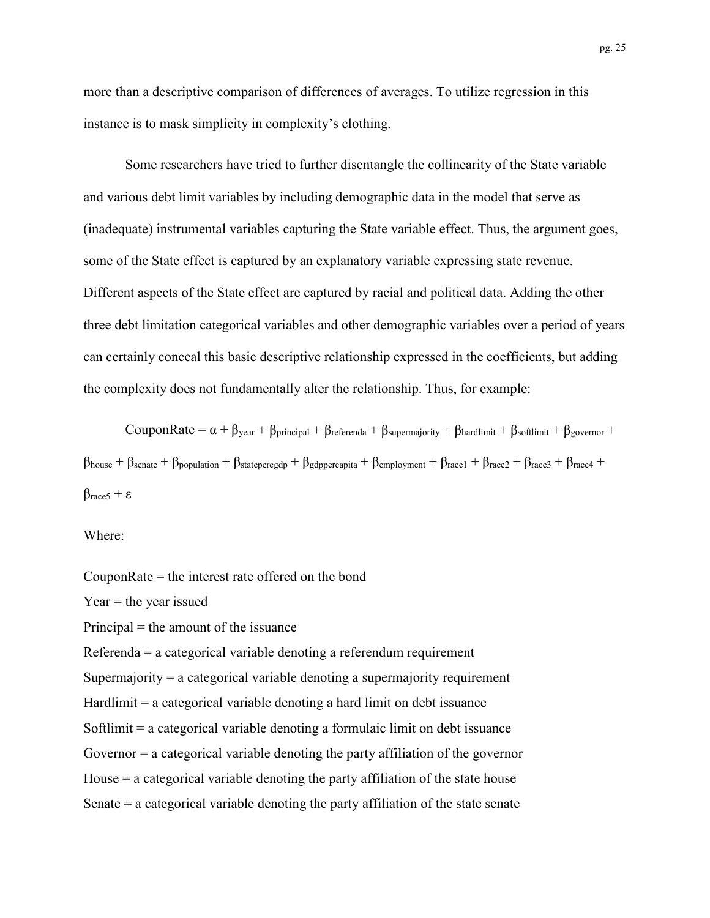more than a descriptive comparison of differences of averages. To utilize regression in this instance is to mask simplicity in complexity's clothing.

Some researchers have tried to further disentangle the collinearity of the State variable and various debt limit variables by including demographic data in the model that serve as (inadequate) instrumental variables capturing the State variable effect. Thus, the argument goes, some of the State effect is captured by an explanatory variable expressing state revenue. Different aspects of the State effect are captured by racial and political data. Adding the other three debt limitation categorical variables and other demographic variables over a period of years can certainly conceal this basic descriptive relationship expressed in the coefficients, but adding the complexity does not fundamentally alter the relationship. Thus, for example:

$$CouponRate = \alpha + \beta_{year} + \beta_{principal} + \beta_{referenda} + \beta_{supermajority} + \beta_{hardlimit} + \beta_{softlimit} + \beta_{governor} + \beta_{house} + \beta_{senate} + \beta_{population} + \beta_{statepercgdp} + \beta_{gdppercapita} + \beta_{employment} + \beta_{race1} + \beta_{race2} + \beta_{race3} + \beta_{race4} + \beta_{race5} + \varepsilon$$

Where:

CouponRate = the interest rate offered on the bond  
Year = the year issued  
Principal = the amount of the issuance  
Referenda = a categorical variable denoting a referendum requirement  
Supermajority = a categorical variable denoting a supermajority requirement  
Hardlimit = a categorical variable denoting a hard limit on debt issuance  
Softlimit = a categorical variable denoting a formulaic limit on debt issuance  
Governor = a categorical variable denoting the party affiliation of the governor  
House = a categorical variable denoting the party affiliation of the state house  
Senate = a categorical variable denoting the party affiliation of the state senate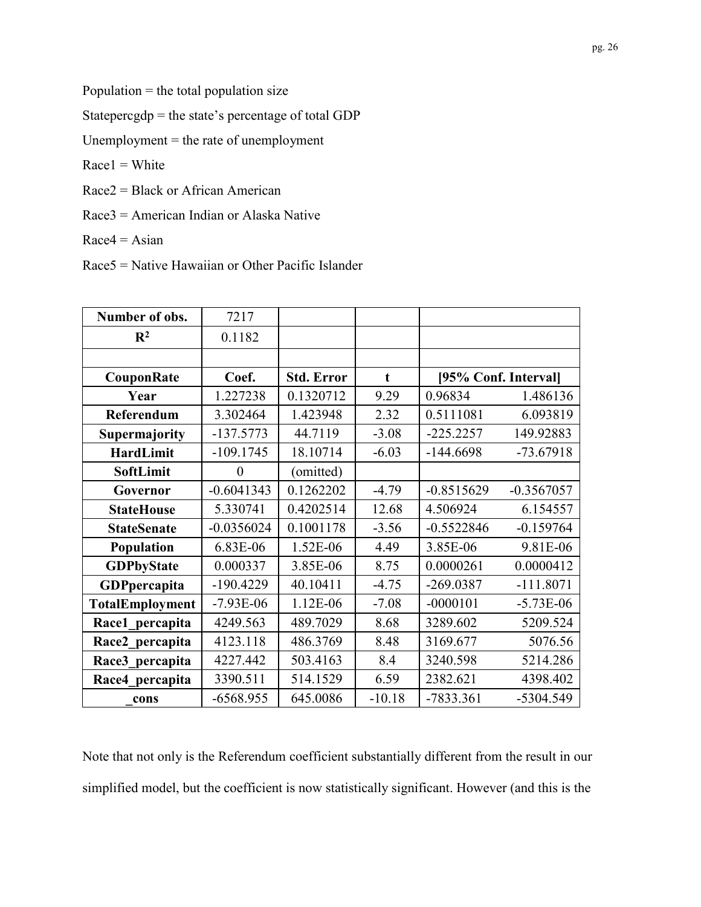Population = the total population size

Statepercgdp = the state's percentage of total GDP

Unemployment = the rate of unemployment

Race1 = White

Race2 = Black or African American

Race3 = American Indian or Alaska Native

Race4 = Asian

Race5 = Native Hawaiian or Other Pacific Islander

| **Number of obs.** | 7217 | | | | |
|---|---|---|---|---|---|
| **$R^2$** | 0.1182 | | | | |
| | | | | | |
| **CouponRate** | **Coef.** | **Std. Error** | **t** | **[95% Conf. Interval]** | |
| **Year** | 1.227238 | 0.1320712 | 9.29 | 0.96834 | 1.486136 |
| **Referendum** | 3.302464 | 1.423948 | 2.32 | 0.5111081 | 6.093819 |
| **Supermajority** | -137.5773 | 44.7119 | -3.08 | -225.2257 | 149.92883 |
| **HardLimit** | -109.1745 | 18.10714 | -6.03 | -144.6698 | -73.67918 |
| **SoftLimit** | 0 | (omitted) | | | |
| **Governor** | -0.6041343 | 0.1262202 | -4.79 | -0.8515629 | -0.3567057 |
| **StateHouse** | 5.330741 | 0.4202514 | 12.68 | 4.506924 | 6.154557 |
| **StateSenate** | -0.0356024 | 0.1001178 | -3.56 | -0.5522846 | -0.159764 |
| **Population** | 6.83E-06 | 1.52E-06 | 4.49 | 3.85E-06 | 9.81E-06 |
| **GDPbyState** | 0.000337 | 3.85E-06 | 8.75 | 0.0000261 | 0.0000412 |
| **GDPpercapita** | -190.4229 | 40.10411 | -4.75 | -269.0387 | -111.8071 |
| **TotalEmployment** | -7.93E-06 | 1.12E-06 | -7.08 | -0000101 | -5.73E-06 |
| **Race1_percapita** | 4249.563 | 489.7029 | 8.68 | 3289.602 | 5209.524 |
| **Race2_percapita** | 4123.118 | 486.3769 | 8.48 | 3169.677 | 5076.56 |
| **Race3_percapita** | 4227.442 | 503.4163 | 8.4 | 3240.598 | 5214.286 |
| **Race4_percapita** | 3390.511 | 514.1529 | 6.59 | 2382.621 | 4398.402 |
| **_cons** | -6568.955 | 645.0086 | -10.18 | -7833.361 | -5304.549 |

Note that not only is the Referendum coefficient substantially different from the result in our simplified model, but the coefficient is now statistically significant. However (and this is the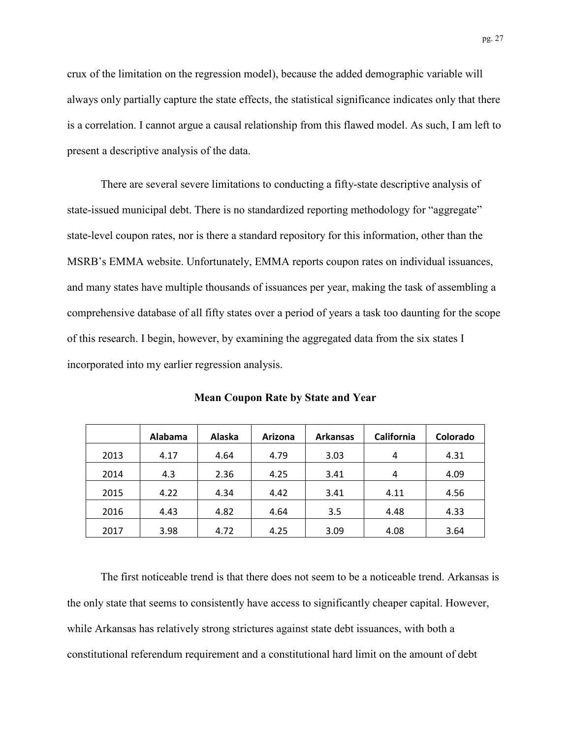crux of the limitation on the regression model), because the added demographic variable will always only partially capture the state effects, the statistical significance indicates only that there is a correlation. I cannot argue a causal relationship from this flawed model. As such, I am left to present a descriptive analysis of the data.

There are several severe limitations to conducting a fifty-state descriptive analysis of state-issued municipal debt. There is no standardized reporting methodology for "aggregate" state-level coupon rates, nor is there a standard repository for this information, other than the MSRB's EMMA website. Unfortunately, EMMA reports coupon rates on individual issuances, and many states have multiple thousands of issuances per year, making the task of assembling a comprehensive database of all fifty states over a period of years a task too daunting for the scope of this research. I begin, however, by examining the aggregated data from the six states I incorporated into my earlier regression analysis.

**Mean Coupon Rate by State and Year**

| | Alabama | Alaska | Arizona | Arkansas | California | Colorado |
|---|---|---|---|---|---|---|
| 2013 | 4.17 | 4.64 | 4.79 | 3.03 | 4 | 4.31 |
| 2014 | 4.3 | 2.36 | 4.25 | 3.41 | 4 | 4.09 |
| 2015 | 4.22 | 4.34 | 4.42 | 3.41 | 4.11 | 4.56 |
| 2016 | 4.43 | 4.82 | 4.64 | 3.5 | 4.48 | 4.33 |
| 2017 | 3.98 | 4.72 | 4.25 | 3.09 | 4.08 | 3.64 |

The first noticeable trend is that there does not seem to be a noticeable trend. Arkansas is the only state that seems to consistently have access to significantly cheaper capital. However, while Arkansas has relatively strong strictures against state debt issuances, with both a constitutional referendum requirement and a constitutional hard limit on the amount of debt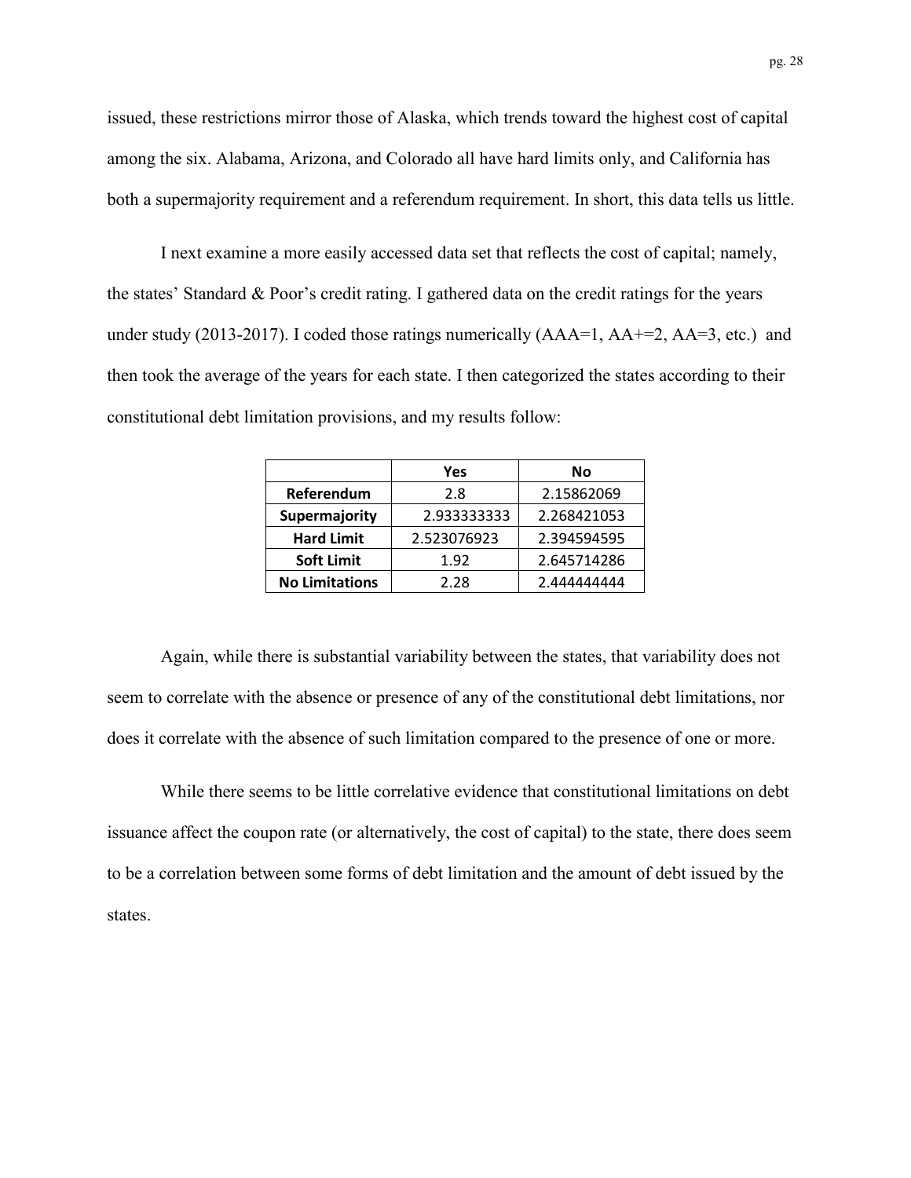issued, these restrictions mirror those of Alaska, which trends toward the highest cost of capital among the six. Alabama, Arizona, and Colorado all have hard limits only, and California has both a supermajority requirement and a referendum requirement. In short, this data tells us little.

I next examine a more easily accessed data set that reflects the cost of capital; namely, the states' Standard & Poor's credit rating. I gathered data on the credit ratings for the years under study (2013-2017). I coded those ratings numerically (AAA=1, AA+=2, AA=3, etc.) and then took the average of the years for each state. I then categorized the states according to their constitutional debt limitation provisions, and my results follow:

| | **Yes** | **No** |
|---|---|---|
| **Referendum** | 2.8 | 2.15862069 |
| **Supermajority** | 2.933333333 | 2.268421053 |
| **Hard Limit** | 2.523076923 | 2.394594595 |
| **Soft Limit** | 1.92 | 2.645714286 |
| **No Limitations** | 2.28 | 2.444444444 |

Again, while there is substantial variability between the states, that variability does not seem to correlate with the absence or presence of any of the constitutional debt limitations, nor does it correlate with the absence of such limitation compared to the presence of one or more.

While there seems to be little correlative evidence that constitutional limitations on debt issuance affect the coupon rate (or alternatively, the cost of capital) to the state, there does seem to be a correlation between some forms of debt limitation and the amount of debt issued by the states.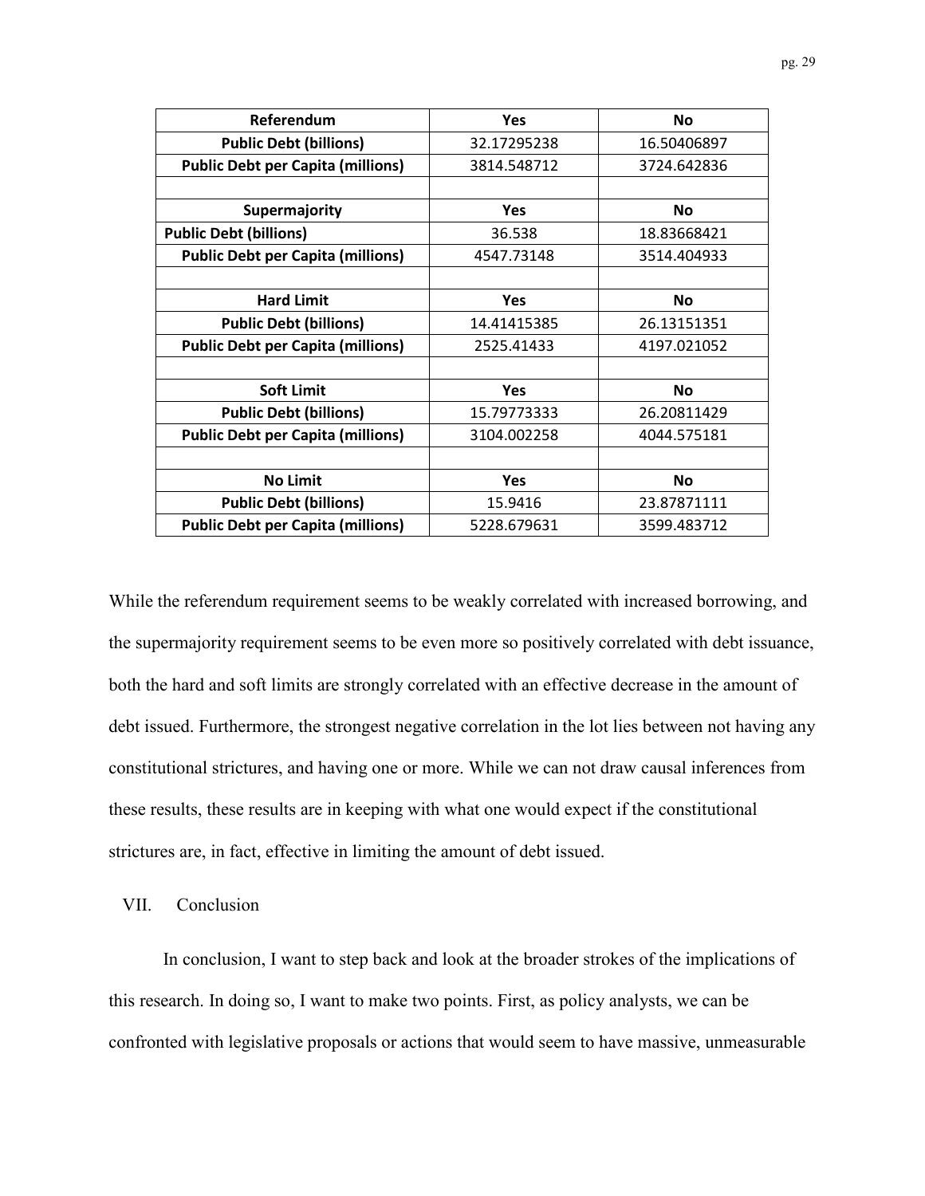| Referendum | Yes | No |
|---|---|---|
| **Public Debt (billions)** | 32.17295238 | 16.50406897 |
| **Public Debt per Capita (millions)** | 3814.548712 | 3724.642836 |
| | | |
| **Supermajority** | **Yes** | **No** |
| **Public Debt (billions)** | 36.538 | 18.83668421 |
| **Public Debt per Capita (millions)** | 4547.73148 | 3514.404933 |
| | | |
| **Hard Limit** | **Yes** | **No** |
| **Public Debt (billions)** | 14.41415385 | 26.13151351 |
| **Public Debt per Capita (millions)** | 2525.41433 | 4197.021052 |
| | | |
| **Soft Limit** | **Yes** | **No** |
| **Public Debt (billions)** | 15.79773333 | 26.20811429 |
| **Public Debt per Capita (millions)** | 3104.002258 | 4044.575181 |
| | | |
| **No Limit** | **Yes** | **No** |
| **Public Debt (billions)** | 15.9416 | 23.87871111 |
| **Public Debt per Capita (millions)** | 5228.679631 | 3599.483712 |

While the referendum requirement seems to be weakly correlated with increased borrowing, and the supermajority requirement seems to be even more so positively correlated with debt issuance, both the hard and soft limits are strongly correlated with an effective decrease in the amount of debt issued. Furthermore, the strongest negative correlation in the lot lies between not having any constitutional strictures, and having one or more. While we can not draw causal inferences from these results, these results are in keeping with what one would expect if the constitutional strictures are, in fact, effective in limiting the amount of debt issued.

## VII. Conclusion

In conclusion, I want to step back and look at the broader strokes of the implications of this research. In doing so, I want to make two points. First, as policy analysts, we can be confronted with legislative proposals or actions that would seem to have massive, unmeasurable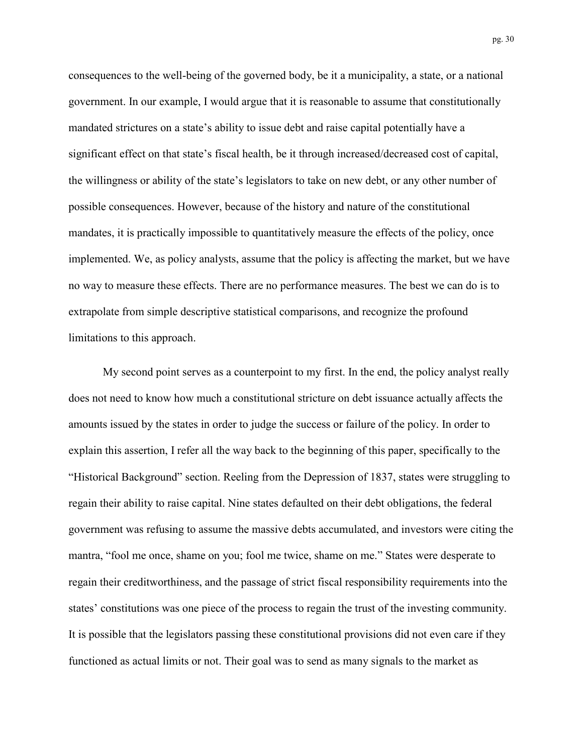consequences to the well-being of the governed body, be it a municipality, a state, or a national government. In our example, I would argue that it is reasonable to assume that constitutionally mandated strictures on a state's ability to issue debt and raise capital potentially have a significant effect on that state's fiscal health, be it through increased/decreased cost of capital, the willingness or ability of the state's legislators to take on new debt, or any other number of possible consequences. However, because of the history and nature of the constitutional mandates, it is practically impossible to quantitatively measure the effects of the policy, once implemented. We, as policy analysts, assume that the policy is affecting the market, but we have no way to measure these effects. There are no performance measures. The best we can do is to extrapolate from simple descriptive statistical comparisons, and recognize the profound limitations to this approach.

My second point serves as a counterpoint to my first. In the end, the policy analyst really does not need to know how much a constitutional stricture on debt issuance actually affects the amounts issued by the states in order to judge the success or failure of the policy. In order to explain this assertion, I refer all the way back to the beginning of this paper, specifically to the "Historical Background" section. Reeling from the Depression of 1837, states were struggling to regain their ability to raise capital. Nine states defaulted on their debt obligations, the federal government was refusing to assume the massive debts accumulated, and investors were citing the mantra, "fool me once, shame on you; fool me twice, shame on me." States were desperate to regain their creditworthiness, and the passage of strict fiscal responsibility requirements into the states' constitutions was one piece of the process to regain the trust of the investing community. It is possible that the legislators passing these constitutional provisions did not even care if they functioned as actual limits or not. Their goal was to send as many signals to the market as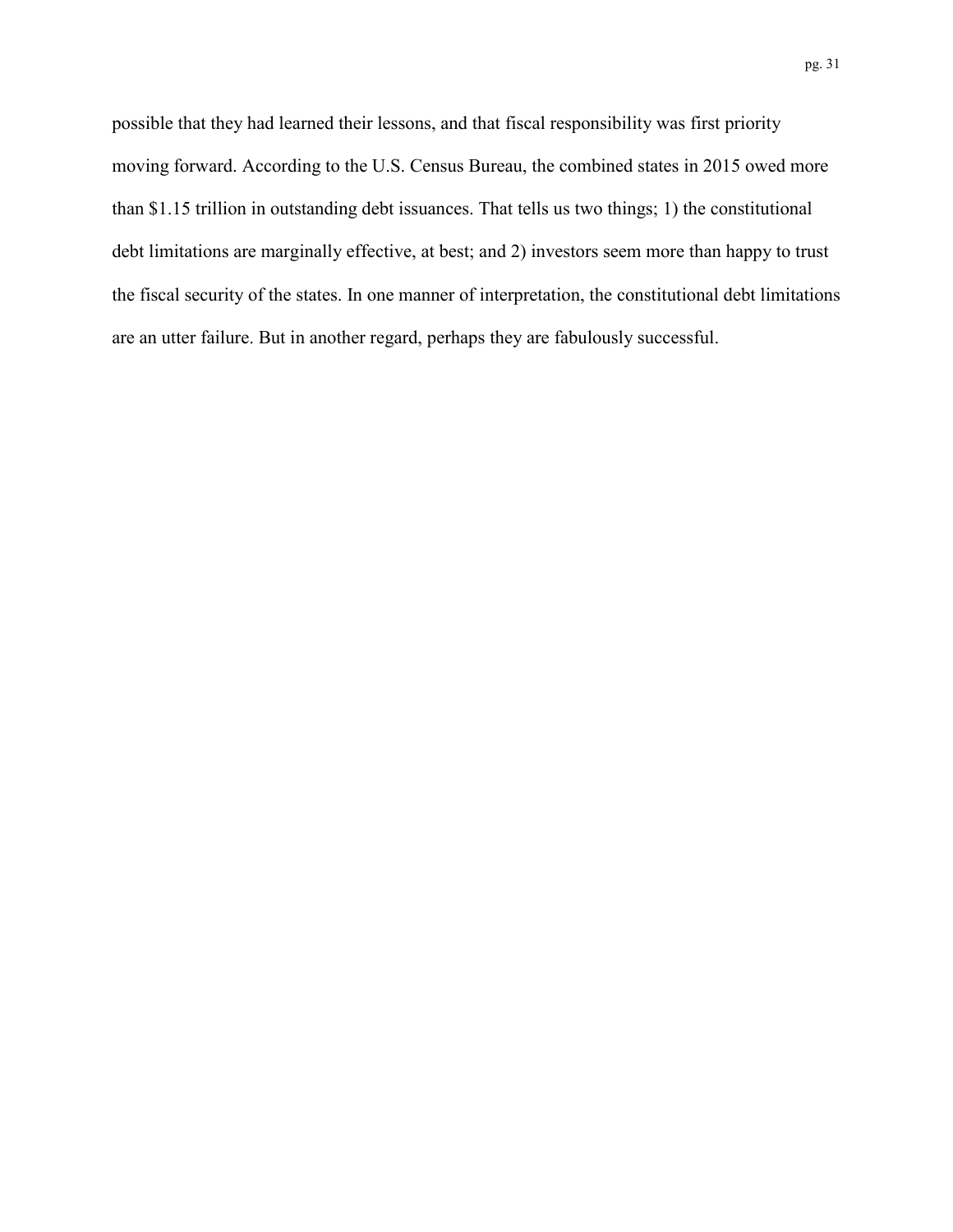possible that they had learned their lessons, and that fiscal responsibility was first priority moving forward. According to the U.S. Census Bureau, the combined states in 2015 owed more than $1.15 trillion in outstanding debt issuances. That tells us two things; 1) the constitutional debt limitations are marginally effective, at best; and 2) investors seem more than happy to trust the fiscal security of the states. In one manner of interpretation, the constitutional debt limitations are an utter failure. But in another regard, perhaps they are fabulously successful.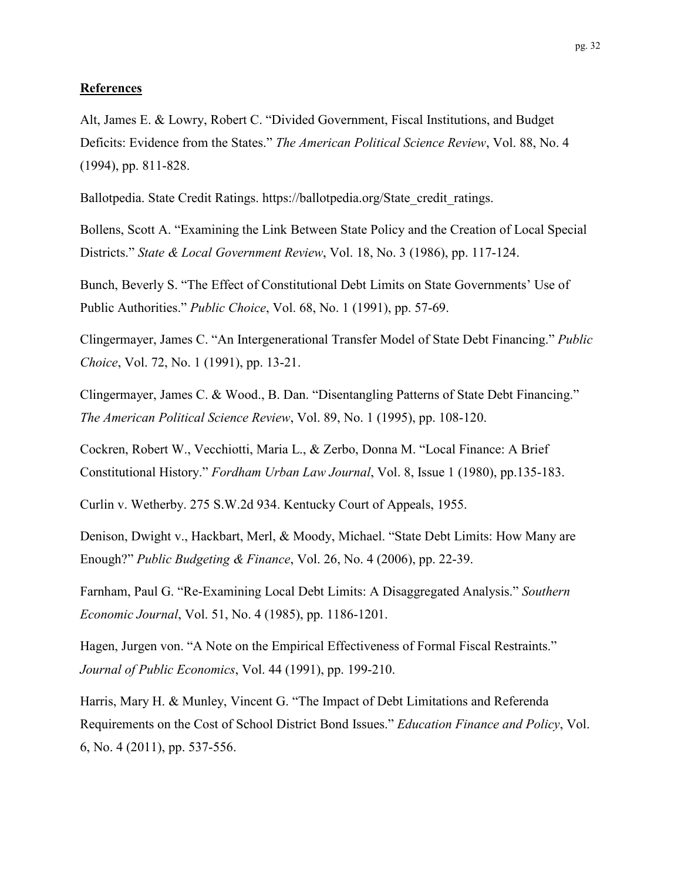**References**

Alt, James E. & Lowry, Robert C. "Divided Government, Fiscal Institutions, and Budget Deficits: Evidence from the States." *The American Political Science Review*, Vol. 88, No. 4 (1994), pp. 811-828.

Ballotpedia. State Credit Ratings. https://ballotpedia.org/State_credit_ratings.

Bollens, Scott A. "Examining the Link Between State Policy and the Creation of Local Special Districts." *State & Local Government Review*, Vol. 18, No. 3 (1986), pp. 117-124.

Bunch, Beverly S. "The Effect of Constitutional Debt Limits on State Governments' Use of Public Authorities." *Public Choice*, Vol. 68, No. 1 (1991), pp. 57-69.

Clingermayer, James C. "An Intergenerational Transfer Model of State Debt Financing." *Public Choice*, Vol. 72, No. 1 (1991), pp. 13-21.

Clingermayer, James C. & Wood., B. Dan. "Disentangling Patterns of State Debt Financing." *The American Political Science Review*, Vol. 89, No. 1 (1995), pp. 108-120.

Cockren, Robert W., Vecchiotti, Maria L., & Zerbo, Donna M. "Local Finance: A Brief Constitutional History." *Fordham Urban Law Journal*, Vol. 8, Issue 1 (1980), pp.135-183.

Curlin v. Wetherby. 275 S.W.2d 934. Kentucky Court of Appeals, 1955.

Denison, Dwight v., Hackbart, Merl, & Moody, Michael. "State Debt Limits: How Many are Enough?" *Public Budgeting & Finance*, Vol. 26, No. 4 (2006), pp. 22-39.

Farnham, Paul G. "Re-Examining Local Debt Limits: A Disaggregated Analysis." *Southern Economic Journal*, Vol. 51, No. 4 (1985), pp. 1186-1201.

Hagen, Jurgen von. "A Note on the Empirical Effectiveness of Formal Fiscal Restraints." *Journal of Public Economics*, Vol. 44 (1991), pp. 199-210.

Harris, Mary H. & Munley, Vincent G. "The Impact of Debt Limitations and Referenda Requirements on the Cost of School District Bond Issues." *Education Finance and Policy*, Vol. 6, No. 4 (2011), pp. 537-556.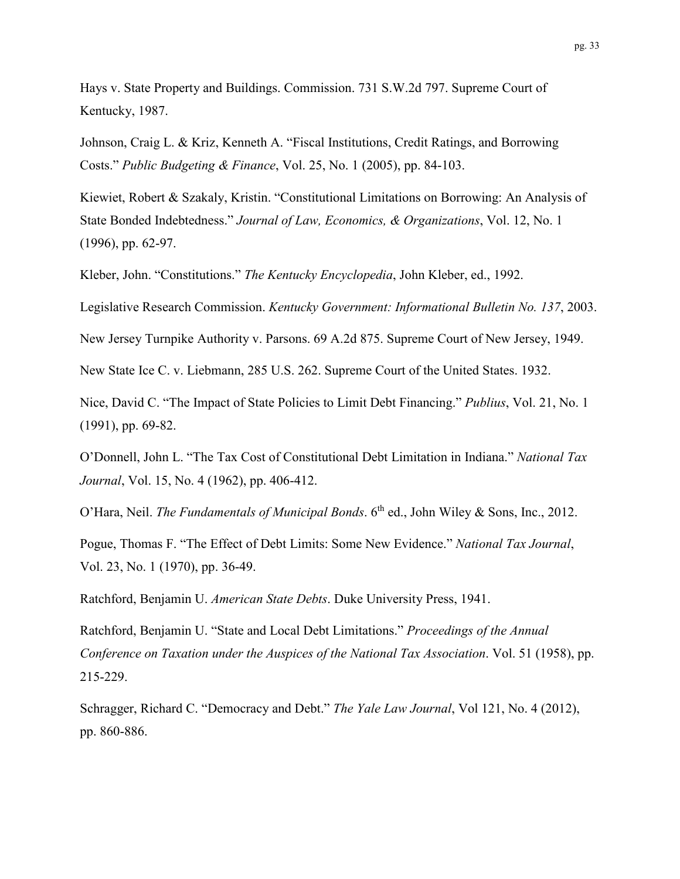Hays v. State Property and Buildings. Commission. 731 S.W.2d 797. Supreme Court of Kentucky, 1987.

Johnson, Craig L. & Kriz, Kenneth A. "Fiscal Institutions, Credit Ratings, and Borrowing Costs." *Public Budgeting & Finance*, Vol. 25, No. 1 (2005), pp. 84-103.

Kiewiet, Robert & Szakaly, Kristin. "Constitutional Limitations on Borrowing: An Analysis of State Bonded Indebtedness." *Journal of Law, Economics, & Organizations*, Vol. 12, No. 1 (1996), pp. 62-97.

Kleber, John. "Constitutions." *The Kentucky Encyclopedia*, John Kleber, ed., 1992.

Legislative Research Commission. *Kentucky Government: Informational Bulletin No. 137*, 2003.

New Jersey Turnpike Authority v. Parsons. 69 A.2d 875. Supreme Court of New Jersey, 1949.

New State Ice C. v. Liebmann, 285 U.S. 262. Supreme Court of the United States. 1932.

Nice, David C. "The Impact of State Policies to Limit Debt Financing." *Publius*, Vol. 21, No. 1 (1991), pp. 69-82.

O'Donnell, John L. "The Tax Cost of Constitutional Debt Limitation in Indiana." *National Tax Journal*, Vol. 15, No. 4 (1962), pp. 406-412.

O'Hara, Neil. *The Fundamentals of Municipal Bonds*. 6th ed., John Wiley & Sons, Inc., 2012.

Pogue, Thomas F. "The Effect of Debt Limits: Some New Evidence." *National Tax Journal*, Vol. 23, No. 1 (1970), pp. 36-49.

Ratchford, Benjamin U. *American State Debts*. Duke University Press, 1941.

Ratchford, Benjamin U. "State and Local Debt Limitations." *Proceedings of the Annual Conference on Taxation under the Auspices of the National Tax Association*. Vol. 51 (1958), pp. 215-229.

Schragger, Richard C. "Democracy and Debt." *The Yale Law Journal*, Vol 121, No. 4 (2012), pp. 860-886.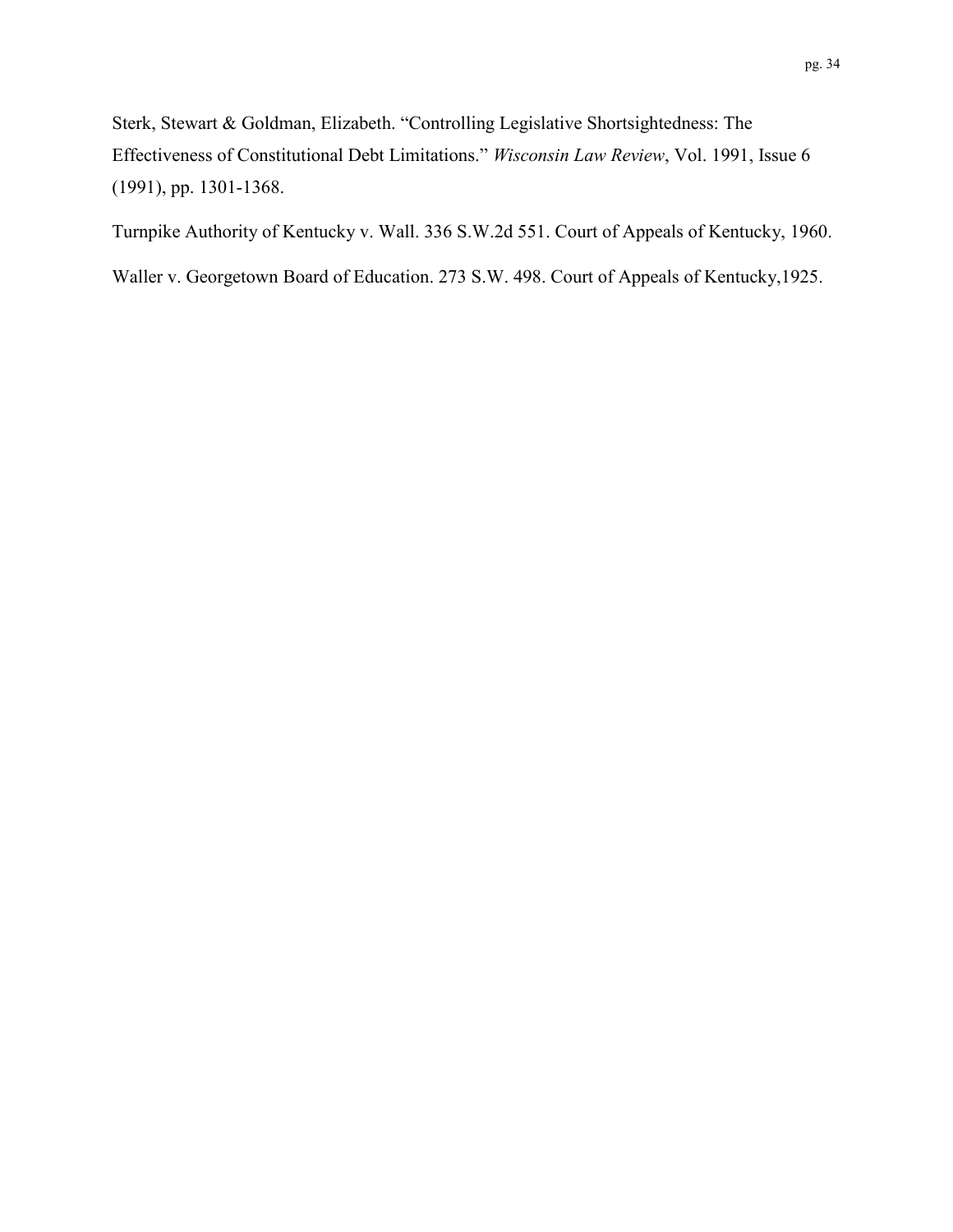Sterk, Stewart & Goldman, Elizabeth. “Controlling Legislative Shortsightedness: The Effectiveness of Constitutional Debt Limitations.” *Wisconsin Law Review*, Vol. 1991, Issue 6 (1991), pp. 1301-1368.

Turnpike Authority of Kentucky v. Wall. 336 S.W.2d 551. Court of Appeals of Kentucky, 1960.

Waller v. Georgetown Board of Education. 273 S.W. 498. Court of Appeals of Kentucky,1925.